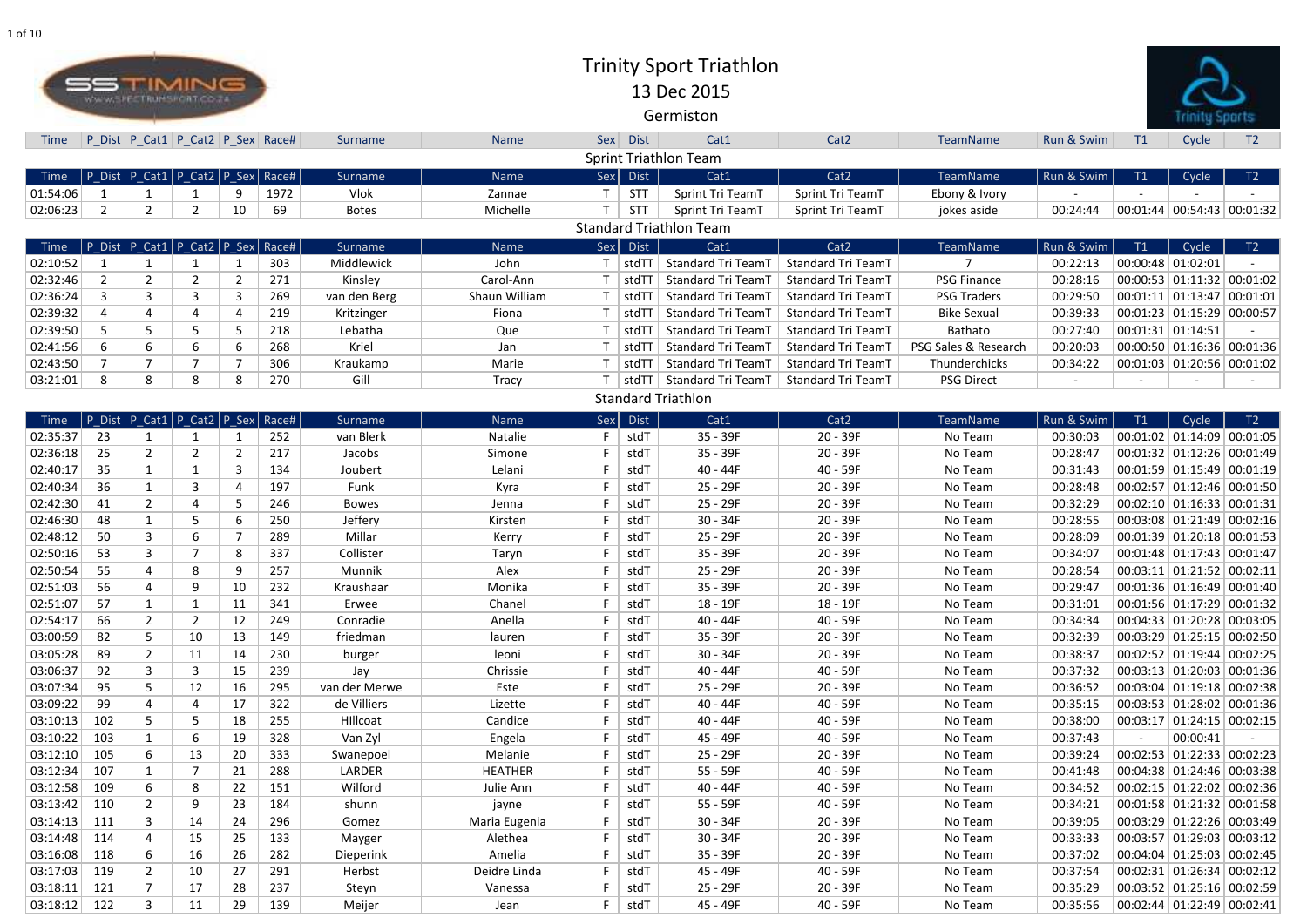# Trinity Sport Triathlon

13 Dec 2015

Germiston

## Sprint Triathlon Team

| Time | P_Dist | P_Cat1 | P_Cat2 | P_Sex | Race# | Surname | Name | Sex | Dist | Cat1 | Cat2 | TeamName | Run & Swim | T1 | Cycle | T2 |
|---|---|---|---|---|---|---|---|---|---|---|---|---|---|---|---|---|
| 01:54:06 | 1 | 1 | 1 | 9 | 1972 | Vlok | Zannae | T | STT | Sprint Tri TeamT | Sprint Tri TeamT | Ebony & Ivory | - | - | - | - |
| 02:06:23 | 2 | 2 | 2 | 10 | 69 | Botes | Michelle | T | STT | Sprint Tri TeamT | Sprint Tri TeamT | jokes aside | 00:24:44 | 00:01:44 | 00:54:43 | 00:01:32 |

## Standard Triathlon Team

| Time | P_Dist | P_Cat1 | P_Cat2 | P_Sex | Race# | Surname | Name | Sex | Dist | Cat1 | Cat2 | TeamName | Run & Swim | T1 | Cycle | T2 |
|---|---|---|---|---|---|---|---|---|---|---|---|---|---|---|---|---|
| 02:10:52 | 1 | 1 | 1 | 1 | 303 | Middlewick | John | T | stdTT | Standard Tri TeamT | Standard Tri TeamT | 7 | 00:22:13 | 00:00:48 | 01:02:01 | - |
| 02:32:46 | 2 | 2 | 2 | 2 | 271 | Kinsley | Carol-Ann | T | stdTT | Standard Tri TeamT | Standard Tri TeamT | PSG Finance | 00:28:16 | 00:00:53 | 01:11:32 | 00:01:02 |
| 02:36:24 | 3 | 3 | 3 | 3 | 269 | van den Berg | Shaun William | T | stdTT | Standard Tri TeamT | Standard Tri TeamT | PSG Traders | 00:29:50 | 00:01:11 | 01:13:47 | 00:01:01 |
| 02:39:32 | 4 | 4 | 4 | 4 | 219 | Kritzinger | Fiona | T | stdTT | Standard Tri TeamT | Standard Tri TeamT | Bike Sexual | 00:39:33 | 00:01:23 | 01:15:29 | 00:00:57 |
| 02:39:50 | 5 | 5 | 5 | 5 | 218 | Lebatha | Que | T | stdTT | Standard Tri TeamT | Standard Tri TeamT | Bathato | 00:27:40 | 00:01:31 | 01:14:51 | - |
| 02:41:56 | 6 | 6 | 6 | 6 | 268 | Kriel | Jan | T | stdTT | Standard Tri TeamT | Standard Tri TeamT | PSG Sales & Research | 00:20:03 | 00:00:50 | 01:16:36 | 00:01:36 |
| 02:43:50 | 7 | 7 | 7 | 7 | 306 | Kraukamp | Marie | T | stdTT | Standard Tri TeamT | Standard Tri TeamT | Thunderchicks | 00:34:22 | 00:01:03 | 01:20:56 | 00:01:02 |
| 03:21:01 | 8 | 8 | 8 | 8 | 270 | Gill | Tracy | T | stdTT | Standard Tri TeamT | Standard Tri TeamT | PSG Direct | - | - | - | - |

## Standard Triathlon

| Time | P_Dist | P_Cat1 | P_Cat2 | P_Sex | Race# | Surname | Name | Sex | Dist | Cat1 | Cat2 | TeamName | Run & Swim | T1 | Cycle | T2 |
|---|---|---|---|---|---|---|---|---|---|---|---|---|---|---|---|---|
| 02:35:37 | 23 | 1 | 1 | 1 | 252 | van Blerk | Natalie | F | stdT | 35 - 39F | 20 - 39F | No Team | 00:30:03 | 00:01:02 | 01:14:09 | 00:01:05 |
| 02:36:18 | 25 | 2 | 2 | 2 | 217 | Jacobs | Simone | F | stdT | 35 - 39F | 20 - 39F | No Team | 00:28:47 | 00:01:32 | 01:12:26 | 00:01:49 |
| 02:40:17 | 35 | 1 | 1 | 3 | 134 | Joubert | Lelani | F | stdT | 40 - 44F | 40 - 59F | No Team | 00:31:43 | 00:01:59 | 01:15:49 | 00:01:19 |
| 02:40:34 | 36 | 1 | 3 | 4 | 197 | Funk | Kyra | F | stdT | 25 - 29F | 20 - 39F | No Team | 00:28:48 | 00:02:57 | 01:12:46 | 00:01:50 |
| 02:42:30 | 41 | 2 | 4 | 5 | 246 | Bowes | Jenna | F | stdT | 25 - 29F | 20 - 39F | No Team | 00:32:29 | 00:02:10 | 01:16:33 | 00:01:31 |
| 02:46:30 | 48 | 1 | 5 | 6 | 250 | Jeffery | Kirsten | F | stdT | 30 - 34F | 20 - 39F | No Team | 00:28:55 | 00:03:08 | 01:21:49 | 00:02:16 |
| 02:48:12 | 50 | 3 | 6 | 7 | 289 | Millar | Kerry | F | stdT | 25 - 29F | 20 - 39F | No Team | 00:28:09 | 00:01:39 | 01:20:18 | 00:01:53 |
| 02:50:16 | 53 | 3 | 7 | 8 | 337 | Collister | Taryn | F | stdT | 35 - 39F | 20 - 39F | No Team | 00:34:07 | 00:01:48 | 01:17:43 | 00:01:47 |
| 02:50:54 | 55 | 4 | 8 | 9 | 257 | Munnik | Alex | F | stdT | 25 - 29F | 20 - 39F | No Team | 00:28:54 | 00:03:11 | 01:21:52 | 00:02:11 |
| 02:51:03 | 56 | 4 | 9 | 10 | 232 | Kraushaar | Monika | F | stdT | 35 - 39F | 20 - 39F | No Team | 00:29:47 | 00:01:36 | 01:16:49 | 00:01:40 |
| 02:51:07 | 57 | 1 | 1 | 11 | 341 | Erwee | Chanel | F | stdT | 18 - 19F | 18 - 19F | No Team | 00:31:01 | 00:01:56 | 01:17:29 | 00:01:32 |
| 02:54:17 | 66 | 2 | 2 | 12 | 249 | Conradie | Anella | F | stdT | 40 - 44F | 40 - 59F | No Team | 00:34:34 | 00:04:33 | 01:20:28 | 00:03:05 |
| 03:00:59 | 82 | 5 | 10 | 13 | 149 | friedman | lauren | F | stdT | 35 - 39F | 20 - 39F | No Team | 00:32:39 | 00:03:29 | 01:25:15 | 00:02:50 |
| 03:05:28 | 89 | 2 | 11 | 14 | 230 | burger | leoni | F | stdT | 30 - 34F | 20 - 39F | No Team | 00:38:37 | 00:02:52 | 01:19:44 | 00:02:25 |
| 03:06:37 | 92 | 3 | 3 | 15 | 239 | Jay | Chrissie | F | stdT | 40 - 44F | 40 - 59F | No Team | 00:37:32 | 00:03:13 | 01:20:03 | 00:01:36 |
| 03:07:34 | 95 | 5 | 12 | 16 | 295 | van der Merwe | Este | F | stdT | 25 - 29F | 20 - 39F | No Team | 00:36:52 | 00:03:04 | 01:19:18 | 00:02:38 |
| 03:09:22 | 99 | 4 | 4 | 17 | 322 | de Villiers | Lizette | F | stdT | 40 - 44F | 40 - 59F | No Team | 00:35:15 | 00:03:53 | 01:28:02 | 00:01:36 |
| 03:10:13 | 102 | 5 | 5 | 18 | 255 | HIllcoat | Candice | F | stdT | 40 - 44F | 40 - 59F | No Team | 00:38:00 | 00:03:17 | 01:24:15 | 00:02:15 |
| 03:10:22 | 103 | 1 | 6 | 19 | 328 | Van Zyl | Engela | F | stdT | 45 - 49F | 40 - 59F | No Team | 00:37:43 | - | 00:00:41 | - |
| 03:12:10 | 105 | 6 | 13 | 20 | 333 | Swanepoel | Melanie | F | stdT | 25 - 29F | 20 - 39F | No Team | 00:39:24 | 00:02:53 | 01:22:33 | 00:02:23 |
| 03:12:34 | 107 | 1 | 7 | 21 | 288 | LARDER | HEATHER | F | stdT | 55 - 59F | 40 - 59F | No Team | 00:41:48 | 00:04:38 | 01:24:46 | 00:03:38 |
| 03:12:58 | 109 | 6 | 8 | 22 | 151 | Wilford | Julie Ann | F | stdT | 40 - 44F | 40 - 59F | No Team | 00:34:52 | 00:02:15 | 01:22:02 | 00:02:36 |
| 03:13:42 | 110 | 2 | 9 | 23 | 184 | shunn | jayne | F | stdT | 55 - 59F | 40 - 59F | No Team | 00:34:21 | 00:01:58 | 01:21:32 | 00:01:58 |
| 03:14:13 | 111 | 3 | 14 | 24 | 296 | Gomez | Maria Eugenia | F | stdT | 30 - 34F | 20 - 39F | No Team | 00:39:05 | 00:03:29 | 01:22:26 | 00:03:49 |
| 03:14:48 | 114 | 4 | 15 | 25 | 133 | Mayger | Alethea | F | stdT | 30 - 34F | 20 - 39F | No Team | 00:33:33 | 00:03:57 | 01:29:03 | 00:03:12 |
| 03:16:08 | 118 | 6 | 16 | 26 | 282 | Dieperink | Amelia | F | stdT | 35 - 39F | 20 - 39F | No Team | 00:37:02 | 00:04:04 | 01:25:03 | 00:02:45 |
| 03:17:03 | 119 | 2 | 10 | 27 | 291 | Herbst | Deidre Linda | F | stdT | 45 - 49F | 40 - 59F | No Team | 00:37:54 | 00:02:31 | 01:26:34 | 00:02:12 |
| 03:18:11 | 121 | 7 | 17 | 28 | 237 | Steyn | Vanessa | F | stdT | 25 - 29F | 20 - 39F | No Team | 00:35:29 | 00:03:52 | 01:25:16 | 00:02:59 |
| 03:18:12 | 122 | 3 | 11 | 29 | 139 | Meijer | Jean | F | stdT | 45 - 49F | 40 - 59F | No Team | 00:35:56 | 00:02:44 | 01:22:49 | 00:02:41 |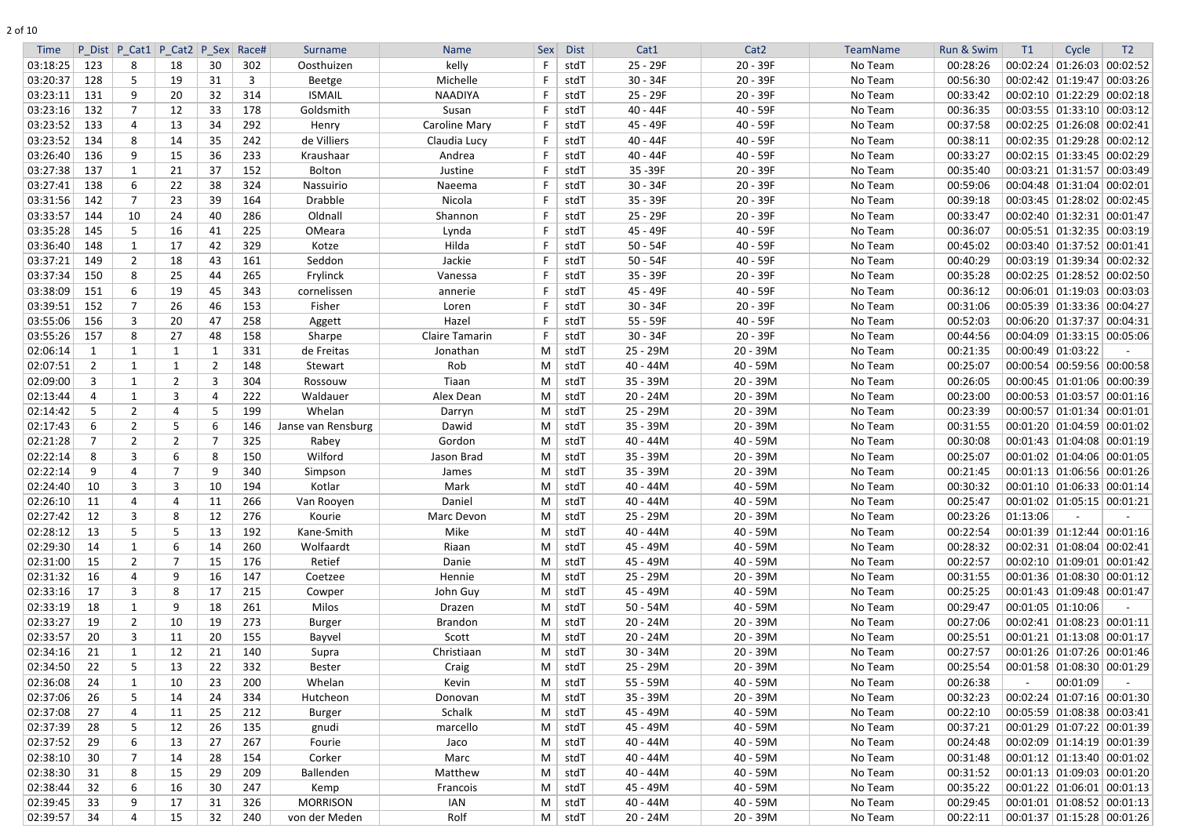| Time | P_Dist | P_Cat1 | P_Cat2 | P_Sex | Race# | Surname | Name | Sex | Dist | Cat1 | Cat2 | TeamName | Run & Swim | T1 | Cycle | T2 |
|---|---|---|---|---|---|---|---|---|---|---|---|---|---|---|---|---|
| 03:18:25 | 123 | 8 | 18 | 30 | 302 | Oosthuizen | kelly | F | stdT | 25 - 29F | 20 - 39F | No Team | 00:28:26 | 00:02:24 | 01:26:03 | 00:02:52 |
| 03:20:37 | 128 | 5 | 19 | 31 | 3 | Beetge | Michelle | F | stdT | 30 - 34F | 20 - 39F | No Team | 00:56:30 | 00:02:42 | 01:19:47 | 00:03:26 |
| 03:23:11 | 131 | 9 | 20 | 32 | 314 | ISMAIL | NAADIYA | F | stdT | 25 - 29F | 20 - 39F | No Team | 00:33:42 | 00:02:10 | 01:22:29 | 00:02:18 |
| 03:23:16 | 132 | 7 | 12 | 33 | 178 | Goldsmith | Susan | F | stdT | 40 - 44F | 40 - 59F | No Team | 00:36:35 | 00:03:55 | 01:33:10 | 00:03:12 |
| 03:23:52 | 133 | 4 | 13 | 34 | 292 | Henry | Caroline Mary | F | stdT | 45 - 49F | 40 - 59F | No Team | 00:37:58 | 00:02:25 | 01:26:08 | 00:02:41 |
| 03:23:52 | 134 | 8 | 14 | 35 | 242 | de Villiers | Claudia Lucy | F | stdT | 40 - 44F | 40 - 59F | No Team | 00:38:11 | 00:02:35 | 01:29:28 | 00:02:12 |
| 03:26:40 | 136 | 9 | 15 | 36 | 233 | Kraushaar | Andrea | F | stdT | 40 - 44F | 40 - 59F | No Team | 00:33:27 | 00:02:15 | 01:33:45 | 00:02:29 |
| 03:27:38 | 137 | 1 | 21 | 37 | 152 | Bolton | Justine | F | stdT | 35 -39F | 20 - 39F | No Team | 00:35:40 | 00:03:21 | 01:31:57 | 00:03:49 |
| 03:27:41 | 138 | 6 | 22 | 38 | 324 | Nassuirio | Naeema | F | stdT | 30 - 34F | 20 - 39F | No Team | 00:59:06 | 00:04:48 | 01:31:04 | 00:02:01 |
| 03:31:56 | 142 | 7 | 23 | 39 | 164 | Drabble | Nicola | F | stdT | 35 - 39F | 20 - 39F | No Team | 00:39:18 | 00:03:45 | 01:28:02 | 00:02:45 |
| 03:33:57 | 144 | 10 | 24 | 40 | 286 | Oldnall | Shannon | F | stdT | 25 - 29F | 20 - 39F | No Team | 00:33:47 | 00:02:40 | 01:32:31 | 00:01:47 |
| 03:35:28 | 145 | 5 | 16 | 41 | 225 | OMeara | Lynda | F | stdT | 45 - 49F | 40 - 59F | No Team | 00:36:07 | 00:05:51 | 01:32:35 | 00:03:19 |
| 03:36:40 | 148 | 1 | 17 | 42 | 329 | Kotze | Hilda | F | stdT | 50 - 54F | 40 - 59F | No Team | 00:45:02 | 00:03:40 | 01:37:52 | 00:01:41 |
| 03:37:21 | 149 | 2 | 18 | 43 | 161 | Seddon | Jackie | F | stdT | 50 - 54F | 40 - 59F | No Team | 00:40:29 | 00:03:19 | 01:39:34 | 00:02:32 |
| 03:37:34 | 150 | 8 | 25 | 44 | 265 | Frylinck | Vanessa | F | stdT | 35 - 39F | 20 - 39F | No Team | 00:35:28 | 00:02:25 | 01:28:52 | 00:02:50 |
| 03:38:09 | 151 | 6 | 19 | 45 | 343 | cornelissen | annerie | F | stdT | 45 - 49F | 40 - 59F | No Team | 00:36:12 | 00:06:01 | 01:19:03 | 00:03:03 |
| 03:39:51 | 152 | 7 | 26 | 46 | 153 | Fisher | Loren | F | stdT | 30 - 34F | 20 - 39F | No Team | 00:31:06 | 00:05:39 | 01:33:36 | 00:04:27 |
| 03:55:06 | 156 | 3 | 20 | 47 | 258 | Aggett | Hazel | F | stdT | 55 - 59F | 40 - 59F | No Team | 00:52:03 | 00:06:20 | 01:37:37 | 00:04:31 |
| 03:55:26 | 157 | 8 | 27 | 48 | 158 | Sharpe | Claire Tamarin | F | stdT | 30 - 34F | 20 - 39F | No Team | 00:44:56 | 00:04:09 | 01:33:15 | 00:05:06 |
| 02:06:14 | 1 | 1 | 1 | 1 | 331 | de Freitas | Jonathan | M | stdT | 25 - 29M | 20 - 39M | No Team | 00:21:35 | 00:00:49 | 01:03:22 | - |
| 02:07:51 | 2 | 1 | 1 | 2 | 148 | Stewart | Rob | M | stdT | 40 - 44M | 40 - 59M | No Team | 00:25:07 | 00:00:54 | 00:59:56 | 00:00:58 |
| 02:09:00 | 3 | 1 | 2 | 3 | 304 | Rossouw | Tiaan | M | stdT | 35 - 39M | 20 - 39M | No Team | 00:26:05 | 00:00:45 | 01:01:06 | 00:00:39 |
| 02:13:44 | 4 | 1 | 3 | 4 | 222 | Waldauer | Alex Dean | M | stdT | 20 - 24M | 20 - 39M | No Team | 00:23:00 | 00:00:53 | 01:03:57 | 00:01:16 |
| 02:14:42 | 5 | 2 | 4 | 5 | 199 | Whelan | Darryn | M | stdT | 25 - 29M | 20 - 39M | No Team | 00:23:39 | 00:00:57 | 01:01:34 | 00:01:01 |
| 02:17:43 | 6 | 2 | 5 | 6 | 146 | Janse van Rensburg | Dawid | M | stdT | 35 - 39M | 20 - 39M | No Team | 00:31:55 | 00:01:20 | 01:04:59 | 00:01:02 |
| 02:21:28 | 7 | 2 | 2 | 7 | 325 | Rabey | Gordon | M | stdT | 40 - 44M | 40 - 59M | No Team | 00:30:08 | 00:01:43 | 01:04:08 | 00:01:19 |
| 02:22:14 | 8 | 3 | 6 | 8 | 150 | Wilford | Jason Brad | M | stdT | 35 - 39M | 20 - 39M | No Team | 00:25:07 | 00:01:02 | 01:04:06 | 00:01:05 |
| 02:22:14 | 9 | 4 | 7 | 9 | 340 | Simpson | James | M | stdT | 35 - 39M | 20 - 39M | No Team | 00:21:45 | 00:01:13 | 01:06:56 | 00:01:26 |
| 02:24:40 | 10 | 3 | 3 | 10 | 194 | Kotlar | Mark | M | stdT | 40 - 44M | 40 - 59M | No Team | 00:30:32 | 00:01:10 | 01:06:33 | 00:01:14 |
| 02:26:10 | 11 | 4 | 4 | 11 | 266 | Van Rooyen | Daniel | M | stdT | 40 - 44M | 40 - 59M | No Team | 00:25:47 | 00:01:02 | 01:05:15 | 00:01:21 |
| 02:27:42 | 12 | 3 | 8 | 12 | 276 | Kourie | Marc Devon | M | stdT | 25 - 29M | 20 - 39M | No Team | 00:23:26 | 01:13:06 | - | - |
| 02:28:12 | 13 | 5 | 5 | 13 | 192 | Kane-Smith | Mike | M | stdT | 40 - 44M | 40 - 59M | No Team | 00:22:54 | 00:01:39 | 01:12:44 | 00:01:16 |
| 02:29:30 | 14 | 1 | 6 | 14 | 260 | Wolfaardt | Riaan | M | stdT | 45 - 49M | 40 - 59M | No Team | 00:28:32 | 00:02:31 | 01:08:04 | 00:02:41 |
| 02:31:00 | 15 | 2 | 7 | 15 | 176 | Retief | Danie | M | stdT | 45 - 49M | 40 - 59M | No Team | 00:22:57 | 00:02:10 | 01:09:01 | 00:01:42 |
| 02:31:32 | 16 | 4 | 9 | 16 | 147 | Coetzee | Hennie | M | stdT | 25 - 29M | 20 - 39M | No Team | 00:31:55 | 00:01:36 | 01:08:30 | 00:01:12 |
| 02:33:16 | 17 | 3 | 8 | 17 | 215 | Cowper | John Guy | M | stdT | 45 - 49M | 40 - 59M | No Team | 00:25:25 | 00:01:43 | 01:09:48 | 00:01:47 |
| 02:33:19 | 18 | 1 | 9 | 18 | 261 | Milos | Drazen | M | stdT | 50 - 54M | 40 - 59M | No Team | 00:29:47 | 00:01:05 | 01:10:06 | - |
| 02:33:27 | 19 | 2 | 10 | 19 | 273 | Burger | Brandon | M | stdT | 20 - 24M | 20 - 39M | No Team | 00:27:06 | 00:02:41 | 01:08:23 | 00:01:11 |
| 02:33:57 | 20 | 3 | 11 | 20 | 155 | Bayvel | Scott | M | stdT | 20 - 24M | 20 - 39M | No Team | 00:25:51 | 00:01:21 | 01:13:08 | 00:01:17 |
| 02:34:16 | 21 | 1 | 12 | 21 | 140 | Supra | Christiaan | M | stdT | 30 - 34M | 20 - 39M | No Team | 00:27:57 | 00:01:26 | 01:07:26 | 00:01:46 |
| 02:34:50 | 22 | 5 | 13 | 22 | 332 | Bester | Craig | M | stdT | 25 - 29M | 20 - 39M | No Team | 00:25:54 | 00:01:58 | 01:08:30 | 00:01:29 |
| 02:36:08 | 24 | 1 | 10 | 23 | 200 | Whelan | Kevin | M | stdT | 55 - 59M | 40 - 59M | No Team | 00:26:38 | - | 00:01:09 | - |
| 02:37:06 | 26 | 5 | 14 | 24 | 334 | Hutcheon | Donovan | M | stdT | 35 - 39M | 20 - 39M | No Team | 00:32:23 | 00:02:24 | 01:07:16 | 00:01:30 |
| 02:37:08 | 27 | 4 | 11 | 25 | 212 | Burger | Schalk | M | stdT | 45 - 49M | 40 - 59M | No Team | 00:22:10 | 00:05:59 | 01:08:38 | 00:03:41 |
| 02:37:39 | 28 | 5 | 12 | 26 | 135 | gnudi | marcello | M | stdT | 45 - 49M | 40 - 59M | No Team | 00:37:21 | 00:01:29 | 01:07:22 | 00:01:39 |
| 02:37:52 | 29 | 6 | 13 | 27 | 267 | Fourie | Jaco | M | stdT | 40 - 44M | 40 - 59M | No Team | 00:24:48 | 00:02:09 | 01:14:19 | 00:01:39 |
| 02:38:10 | 30 | 7 | 14 | 28 | 154 | Corker | Marc | M | stdT | 40 - 44M | 40 - 59M | No Team | 00:31:48 | 00:01:12 | 01:13:40 | 00:01:02 |
| 02:38:30 | 31 | 8 | 15 | 29 | 209 | Ballenden | Matthew | M | stdT | 40 - 44M | 40 - 59M | No Team | 00:31:52 | 00:01:13 | 01:09:03 | 00:01:20 |
| 02:38:44 | 32 | 6 | 16 | 30 | 247 | Kemp | Francois | M | stdT | 45 - 49M | 40 - 59M | No Team | 00:35:22 | 00:01:22 | 01:06:01 | 00:01:13 |
| 02:39:45 | 33 | 9 | 17 | 31 | 326 | MORRISON | IAN | M | stdT | 40 - 44M | 40 - 59M | No Team | 00:29:45 | 00:01:01 | 01:08:52 | 00:01:13 |
| 02:39:57 | 34 | 4 | 15 | 32 | 240 | von der Meden | Rolf | M | stdT | 20 - 24M | 20 - 39M | No Team | 00:22:11 | 00:01:37 | 01:15:28 | 00:01:26 |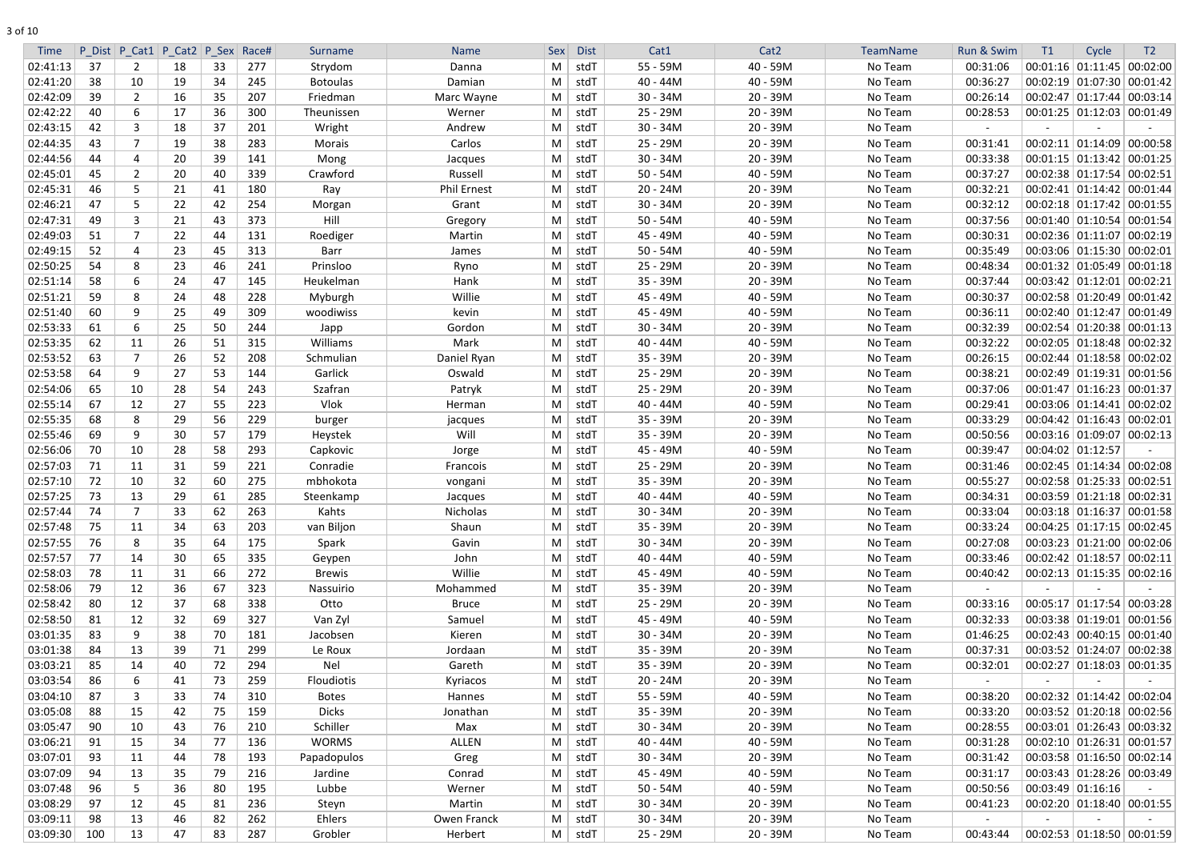| Time | P_Dist | P_Cat1 | P_Cat2 | P_Sex | Race# | Surname | Name | Sex | Dist | Cat1 | Cat2 | TeamName | Run & Swim | T1 | Cycle | T2 |
|---|---|---|---|---|---|---|---|---|---|---|---|---|---|---|---|---|
| 02:41:13 | 37 | 2 | 18 | 33 | 277 | Strydom | Danna | M | stdT | 55 - 59M | 40 - 59M | No Team | 00:31:06 | 00:01:16 | 01:11:45 | 00:02:00 |
| 02:41:20 | 38 | 10 | 19 | 34 | 245 | Botoulas | Damian | M | stdT | 40 - 44M | 40 - 59M | No Team | 00:36:27 | 00:02:19 | 01:07:30 | 00:01:42 |
| 02:42:09 | 39 | 2 | 16 | 35 | 207 | Friedman | Marc Wayne | M | stdT | 30 - 34M | 20 - 39M | No Team | 00:26:14 | 00:02:47 | 01:17:44 | 00:03:14 |
| 02:42:22 | 40 | 6 | 17 | 36 | 300 | Theunissen | Werner | M | stdT | 25 - 29M | 20 - 39M | No Team | 00:28:53 | 00:01:25 | 01:12:03 | 00:01:49 |
| 02:43:15 | 42 | 3 | 18 | 37 | 201 | Wright | Andrew | M | stdT | 30 - 34M | 20 - 39M | No Team | - | - | - | - |
| 02:44:35 | 43 | 7 | 19 | 38 | 283 | Morais | Carlos | M | stdT | 25 - 29M | 20 - 39M | No Team | 00:31:41 | 00:02:11 | 01:14:09 | 00:00:58 |
| 02:44:56 | 44 | 4 | 20 | 39 | 141 | Mong | Jacques | M | stdT | 30 - 34M | 20 - 39M | No Team | 00:33:38 | 00:01:15 | 01:13:42 | 00:01:25 |
| 02:45:01 | 45 | 2 | 20 | 40 | 339 | Crawford | Russell | M | stdT | 50 - 54M | 40 - 59M | No Team | 00:37:27 | 00:02:38 | 01:17:54 | 00:02:51 |
| 02:45:31 | 46 | 5 | 21 | 41 | 180 | Ray | Phil Ernest | M | stdT | 20 - 24M | 20 - 39M | No Team | 00:32:21 | 00:02:41 | 01:14:42 | 00:01:44 |
| 02:46:21 | 47 | 5 | 22 | 42 | 254 | Morgan | Grant | M | stdT | 30 - 34M | 20 - 39M | No Team | 00:32:12 | 00:02:18 | 01:17:42 | 00:01:55 |
| 02:47:31 | 49 | 3 | 21 | 43 | 373 | Hill | Gregory | M | stdT | 50 - 54M | 40 - 59M | No Team | 00:37:56 | 00:01:40 | 01:10:54 | 00:01:54 |
| 02:49:03 | 51 | 7 | 22 | 44 | 131 | Roediger | Martin | M | stdT | 45 - 49M | 40 - 59M | No Team | 00:30:31 | 00:02:36 | 01:11:07 | 00:02:19 |
| 02:49:15 | 52 | 4 | 23 | 45 | 313 | Barr | James | M | stdT | 50 - 54M | 40 - 59M | No Team | 00:35:49 | 00:03:06 | 01:15:30 | 00:02:01 |
| 02:50:25 | 54 | 8 | 23 | 46 | 241 | Prinsloo | Ryno | M | stdT | 25 - 29M | 20 - 39M | No Team | 00:48:34 | 00:01:32 | 01:05:49 | 00:01:18 |
| 02:51:14 | 58 | 6 | 24 | 47 | 145 | Heukelman | Hank | M | stdT | 35 - 39M | 20 - 39M | No Team | 00:37:44 | 00:03:42 | 01:12:01 | 00:02:21 |
| 02:51:21 | 59 | 8 | 24 | 48 | 228 | Myburgh | Willie | M | stdT | 45 - 49M | 40 - 59M | No Team | 00:30:37 | 00:02:58 | 01:20:49 | 00:01:42 |
| 02:51:40 | 60 | 9 | 25 | 49 | 309 | woodiwiss | kevin | M | stdT | 45 - 49M | 40 - 59M | No Team | 00:36:11 | 00:02:40 | 01:12:47 | 00:01:49 |
| 02:53:33 | 61 | 6 | 25 | 50 | 244 | Japp | Gordon | M | stdT | 30 - 34M | 20 - 39M | No Team | 00:32:39 | 00:02:54 | 01:20:38 | 00:01:13 |
| 02:53:35 | 62 | 11 | 26 | 51 | 315 | Williams | Mark | M | stdT | 40 - 44M | 40 - 59M | No Team | 00:32:22 | 00:02:05 | 01:18:48 | 00:02:32 |
| 02:53:52 | 63 | 7 | 26 | 52 | 208 | Schmulian | Daniel Ryan | M | stdT | 35 - 39M | 20 - 39M | No Team | 00:26:15 | 00:02:44 | 01:18:58 | 00:02:02 |
| 02:53:58 | 64 | 9 | 27 | 53 | 144 | Garlick | Oswald | M | stdT | 25 - 29M | 20 - 39M | No Team | 00:38:21 | 00:02:49 | 01:19:31 | 00:01:56 |
| 02:54:06 | 65 | 10 | 28 | 54 | 243 | Szafran | Patryk | M | stdT | 25 - 29M | 20 - 39M | No Team | 00:37:06 | 00:01:47 | 01:16:23 | 00:01:37 |
| 02:55:14 | 67 | 12 | 27 | 55 | 223 | Vlok | Herman | M | stdT | 40 - 44M | 40 - 59M | No Team | 00:29:41 | 00:03:06 | 01:14:41 | 00:02:02 |
| 02:55:35 | 68 | 8 | 29 | 56 | 229 | burger | jacques | M | stdT | 35 - 39M | 20 - 39M | No Team | 00:33:29 | 00:04:42 | 01:16:43 | 00:02:01 |
| 02:55:46 | 69 | 9 | 30 | 57 | 179 | Heystek | Will | M | stdT | 35 - 39M | 20 - 39M | No Team | 00:50:56 | 00:03:16 | 01:09:07 | 00:02:13 |
| 02:56:06 | 70 | 10 | 28 | 58 | 293 | Capkovic | Jorge | M | stdT | 45 - 49M | 40 - 59M | No Team | 00:39:47 | 00:04:02 | 01:12:57 | - |
| 02:57:03 | 71 | 11 | 31 | 59 | 221 | Conradie | Francois | M | stdT | 25 - 29M | 20 - 39M | No Team | 00:31:46 | 00:02:45 | 01:14:34 | 00:02:08 |
| 02:57:10 | 72 | 10 | 32 | 60 | 275 | mbhokota | vongani | M | stdT | 35 - 39M | 20 - 39M | No Team | 00:55:27 | 00:02:58 | 01:25:33 | 00:02:51 |
| 02:57:25 | 73 | 13 | 29 | 61 | 285 | Steenkamp | Jacques | M | stdT | 40 - 44M | 40 - 59M | No Team | 00:34:31 | 00:03:59 | 01:21:18 | 00:02:31 |
| 02:57:44 | 74 | 7 | 33 | 62 | 263 | Kahts | Nicholas | M | stdT | 30 - 34M | 20 - 39M | No Team | 00:33:04 | 00:03:18 | 01:16:37 | 00:01:58 |
| 02:57:48 | 75 | 11 | 34 | 63 | 203 | van Biljon | Shaun | M | stdT | 35 - 39M | 20 - 39M | No Team | 00:33:24 | 00:04:25 | 01:17:15 | 00:02:45 |
| 02:57:55 | 76 | 8 | 35 | 64 | 175 | Spark | Gavin | M | stdT | 30 - 34M | 20 - 39M | No Team | 00:27:08 | 00:03:23 | 01:21:00 | 00:02:06 |
| 02:57:57 | 77 | 14 | 30 | 65 | 335 | Geypen | John | M | stdT | 40 - 44M | 40 - 59M | No Team | 00:33:46 | 00:02:42 | 01:18:57 | 00:02:11 |
| 02:58:03 | 78 | 11 | 31 | 66 | 272 | Brewis | Willie | M | stdT | 45 - 49M | 40 - 59M | No Team | 00:40:42 | 00:02:13 | 01:15:35 | 00:02:16 |
| 02:58:06 | 79 | 12 | 36 | 67 | 323 | Nassuirio | Mohammed | M | stdT | 35 - 39M | 20 - 39M | No Team | - | - | - | - |
| 02:58:42 | 80 | 12 | 37 | 68 | 338 | Otto | Bruce | M | stdT | 25 - 29M | 20 - 39M | No Team | 00:33:16 | 00:05:17 | 01:17:54 | 00:03:28 |
| 02:58:50 | 81 | 12 | 32 | 69 | 327 | Van Zyl | Samuel | M | stdT | 45 - 49M | 40 - 59M | No Team | 00:32:33 | 00:03:38 | 01:19:01 | 00:01:56 |
| 03:01:35 | 83 | 9 | 38 | 70 | 181 | Jacobsen | Kieren | M | stdT | 30 - 34M | 20 - 39M | No Team | 01:46:25 | 00:02:43 | 00:40:15 | 00:01:40 |
| 03:01:38 | 84 | 13 | 39 | 71 | 299 | Le Roux | Jordaan | M | stdT | 35 - 39M | 20 - 39M | No Team | 00:37:31 | 00:03:52 | 01:24:07 | 00:02:38 |
| 03:03:21 | 85 | 14 | 40 | 72 | 294 | Nel | Gareth | M | stdT | 35 - 39M | 20 - 39M | No Team | 00:32:01 | 00:02:27 | 01:18:03 | 00:01:35 |
| 03:03:54 | 86 | 6 | 41 | 73 | 259 | Floudiotis | Kyriacos | M | stdT | 20 - 24M | 20 - 39M | No Team | - | - | - | - |
| 03:04:10 | 87 | 3 | 33 | 74 | 310 | Botes | Hannes | M | stdT | 55 - 59M | 40 - 59M | No Team | 00:38:20 | 00:02:32 | 01:14:42 | 00:02:04 |
| 03:05:08 | 88 | 15 | 42 | 75 | 159 | Dicks | Jonathan | M | stdT | 35 - 39M | 20 - 39M | No Team | 00:33:20 | 00:03:52 | 01:20:18 | 00:02:56 |
| 03:05:47 | 90 | 10 | 43 | 76 | 210 | Schiller | Max | M | stdT | 30 - 34M | 20 - 39M | No Team | 00:28:55 | 00:03:01 | 01:26:43 | 00:03:32 |
| 03:06:21 | 91 | 15 | 34 | 77 | 136 | WORMS | ALLEN | M | stdT | 40 - 44M | 40 - 59M | No Team | 00:31:28 | 00:02:10 | 01:26:31 | 00:01:57 |
| 03:07:01 | 93 | 11 | 44 | 78 | 193 | Papadopulos | Greg | M | stdT | 30 - 34M | 20 - 39M | No Team | 00:31:42 | 00:03:58 | 01:16:50 | 00:02:14 |
| 03:07:09 | 94 | 13 | 35 | 79 | 216 | Jardine | Conrad | M | stdT | 45 - 49M | 40 - 59M | No Team | 00:31:17 | 00:03:43 | 01:28:26 | 00:03:49 |
| 03:07:48 | 96 | 5 | 36 | 80 | 195 | Lubbe | Werner | M | stdT | 50 - 54M | 40 - 59M | No Team | 00:50:56 | 00:03:49 | 01:16:16 | - |
| 03:08:29 | 97 | 12 | 45 | 81 | 236 | Steyn | Martin | M | stdT | 30 - 34M | 20 - 39M | No Team | 00:41:23 | 00:02:20 | 01:18:40 | 00:01:55 |
| 03:09:11 | 98 | 13 | 46 | 82 | 262 | Ehlers | Owen Franck | M | stdT | 30 - 34M | 20 - 39M | No Team | - | - | - | - |
| 03:09:30 | 100 | 13 | 47 | 83 | 287 | Grobler | Herbert | M | stdT | 25 - 29M | 20 - 39M | No Team | 00:43:44 | 00:02:53 | 01:18:50 | 00:01:59 |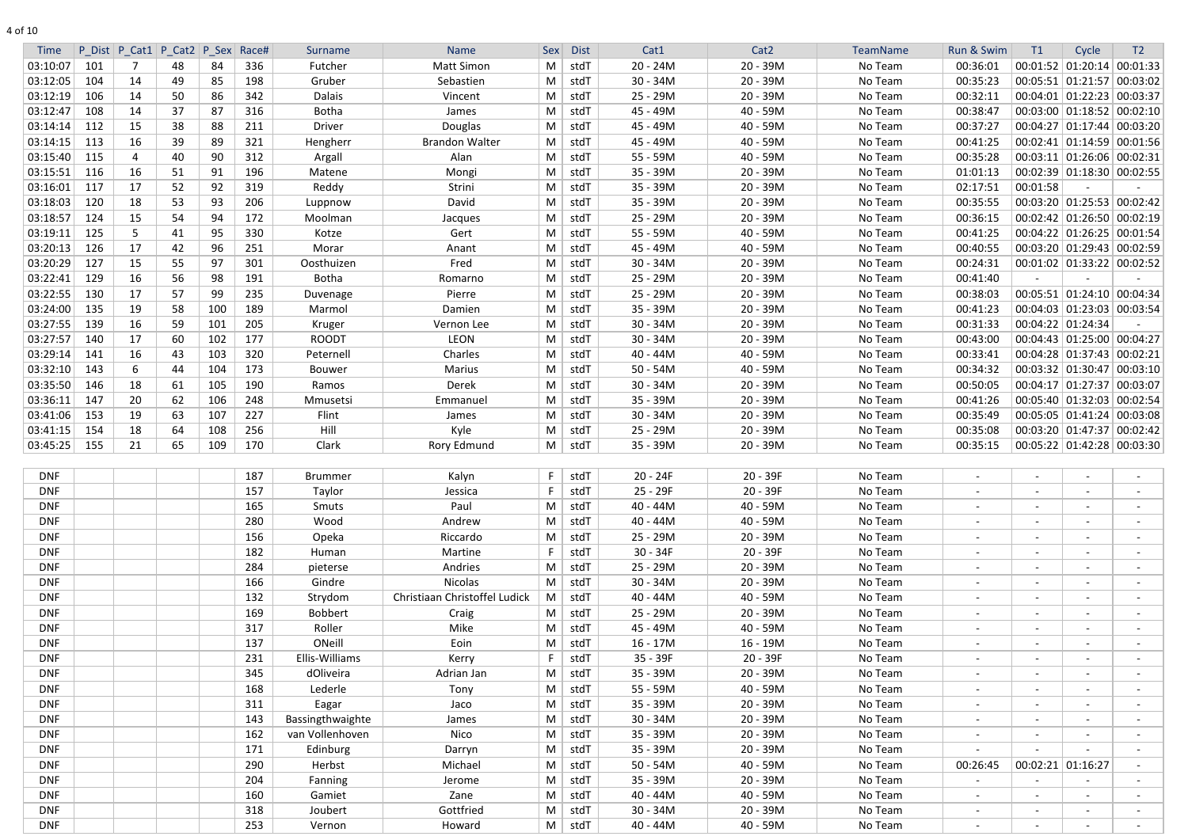| Time | P_Dist | P_Cat1 | P_Cat2 | P_Sex | Race# | Surname | Name | Sex | Dist | Cat1 | Cat2 | TeamName | Run & Swim | T1 | Cycle | T2 |
|---|---|---|---|---|---|---|---|---|---|---|---|---|---|---|---|---|
| 03:10:07 | 101 | 7 | 48 | 84 | 336 | Futcher | Matt Simon | M | stdT | 20 - 24M | 20 - 39M | No Team | 00:36:01 | 00:01:52 | 01:20:14 | 00:01:33 |
| 03:12:05 | 104 | 14 | 49 | 85 | 198 | Gruber | Sebastien | M | stdT | 30 - 34M | 20 - 39M | No Team | 00:35:23 | 00:05:51 | 01:21:57 | 00:03:02 |
| 03:12:19 | 106 | 14 | 50 | 86 | 342 | Dalais | Vincent | M | stdT | 25 - 29M | 20 - 39M | No Team | 00:32:11 | 00:04:01 | 01:22:23 | 00:03:37 |
| 03:12:47 | 108 | 14 | 37 | 87 | 316 | Botha | James | M | stdT | 45 - 49M | 40 - 59M | No Team | 00:38:47 | 00:03:00 | 01:18:52 | 00:02:10 |
| 03:14:14 | 112 | 15 | 38 | 88 | 211 | Driver | Douglas | M | stdT | 45 - 49M | 40 - 59M | No Team | 00:37:27 | 00:04:27 | 01:17:44 | 00:03:20 |
| 03:14:15 | 113 | 16 | 39 | 89 | 321 | Hengherr | Brandon Walter | M | stdT | 45 - 49M | 40 - 59M | No Team | 00:41:25 | 00:02:41 | 01:14:59 | 00:01:56 |
| 03:15:40 | 115 | 4 | 40 | 90 | 312 | Argall | Alan | M | stdT | 55 - 59M | 40 - 59M | No Team | 00:35:28 | 00:03:11 | 01:26:06 | 00:02:31 |
| 03:15:51 | 116 | 16 | 51 | 91 | 196 | Matene | Mongi | M | stdT | 35 - 39M | 20 - 39M | No Team | 01:01:13 | 00:02:39 | 01:18:30 | 00:02:55 |
| 03:16:01 | 117 | 17 | 52 | 92 | 319 | Reddy | Strini | M | stdT | 35 - 39M | 20 - 39M | No Team | 02:17:51 | 00:01:58 | - | - |
| 03:18:03 | 120 | 18 | 53 | 93 | 206 | Luppnow | David | M | stdT | 35 - 39M | 20 - 39M | No Team | 00:35:55 | 00:03:20 | 01:25:53 | 00:02:42 |
| 03:18:57 | 124 | 15 | 54 | 94 | 172 | Moolman | Jacques | M | stdT | 25 - 29M | 20 - 39M | No Team | 00:36:15 | 00:02:42 | 01:26:50 | 00:02:19 |
| 03:19:11 | 125 | 5 | 41 | 95 | 330 | Kotze | Gert | M | stdT | 55 - 59M | 40 - 59M | No Team | 00:41:25 | 00:04:22 | 01:26:25 | 00:01:54 |
| 03:20:13 | 126 | 17 | 42 | 96 | 251 | Morar | Anant | M | stdT | 45 - 49M | 40 - 59M | No Team | 00:40:55 | 00:03:20 | 01:29:43 | 00:02:59 |
| 03:20:29 | 127 | 15 | 55 | 97 | 301 | Oosthuizen | Fred | M | stdT | 30 - 34M | 20 - 39M | No Team | 00:24:31 | 00:01:02 | 01:33:22 | 00:02:52 |
| 03:22:41 | 129 | 16 | 56 | 98 | 191 | Botha | Romarno | M | stdT | 25 - 29M | 20 - 39M | No Team | 00:41:40 | - | - | - |
| 03:22:55 | 130 | 17 | 57 | 99 | 235 | Duvenage | Pierre | M | stdT | 25 - 29M | 20 - 39M | No Team | 00:38:03 | 00:05:51 | 01:24:10 | 00:04:34 |
| 03:24:00 | 135 | 19 | 58 | 100 | 189 | Marmol | Damien | M | stdT | 35 - 39M | 20 - 39M | No Team | 00:41:23 | 00:04:03 | 01:23:03 | 00:03:54 |
| 03:27:55 | 139 | 16 | 59 | 101 | 205 | Kruger | Vernon Lee | M | stdT | 30 - 34M | 20 - 39M | No Team | 00:31:33 | 00:04:22 | 01:24:34 | - |
| 03:27:57 | 140 | 17 | 60 | 102 | 177 | ROODT | LEON | M | stdT | 30 - 34M | 20 - 39M | No Team | 00:43:00 | 00:04:43 | 01:25:00 | 00:04:27 |
| 03:29:14 | 141 | 16 | 43 | 103 | 320 | Peternell | Charles | M | stdT | 40 - 44M | 40 - 59M | No Team | 00:33:41 | 00:04:28 | 01:37:43 | 00:02:21 |
| 03:32:10 | 143 | 6 | 44 | 104 | 173 | Bouwer | Marius | M | stdT | 50 - 54M | 40 - 59M | No Team | 00:34:32 | 00:03:32 | 01:30:47 | 00:03:10 |
| 03:35:50 | 146 | 18 | 61 | 105 | 190 | Ramos | Derek | M | stdT | 30 - 34M | 20 - 39M | No Team | 00:50:05 | 00:04:17 | 01:27:37 | 00:03:07 |
| 03:36:11 | 147 | 20 | 62 | 106 | 248 | Mmusetsi | Emmanuel | M | stdT | 35 - 39M | 20 - 39M | No Team | 00:41:26 | 00:05:40 | 01:32:03 | 00:02:54 |
| 03:41:06 | 153 | 19 | 63 | 107 | 227 | Flint | James | M | stdT | 30 - 34M | 20 - 39M | No Team | 00:35:49 | 00:05:05 | 01:41:24 | 00:03:08 |
| 03:41:15 | 154 | 18 | 64 | 108 | 256 | Hill | Kyle | M | stdT | 25 - 29M | 20 - 39M | No Team | 00:35:08 | 00:03:20 | 01:47:37 | 00:02:42 |
| 03:45:25 | 155 | 21 | 65 | 109 | 170 | Clark | Rory Edmund | M | stdT | 35 - 39M | 20 - 39M | No Team | 00:35:15 | 00:05:22 | 01:42:28 | 00:03:30 |
| DNF | | | | | 187 | Brummer | Kalyn | F | stdT | 20 - 24F | 20 - 39F | No Team | - | - | - | - |
| DNF | | | | | 157 | Taylor | Jessica | F | stdT | 25 - 29F | 20 - 39F | No Team | - | - | - | - |
| DNF | | | | | 165 | Smuts | Paul | M | stdT | 40 - 44M | 40 - 59M | No Team | - | - | - | - |
| DNF | | | | | 280 | Wood | Andrew | M | stdT | 40 - 44M | 40 - 59M | No Team | - | - | - | - |
| DNF | | | | | 156 | Opeka | Riccardo | M | stdT | 25 - 29M | 20 - 39M | No Team | - | - | - | - |
| DNF | | | | | 182 | Human | Martine | F | stdT | 30 - 34F | 20 - 39F | No Team | - | - | - | - |
| DNF | | | | | 284 | pieterse | Andries | M | stdT | 25 - 29M | 20 - 39M | No Team | - | - | - | - |
| DNF | | | | | 166 | Gindre | Nicolas | M | stdT | 30 - 34M | 20 - 39M | No Team | - | - | - | - |
| DNF | | | | | 132 | Strydom | Christiaan Christoffel Ludick | M | stdT | 40 - 44M | 40 - 59M | No Team | - | - | - | - |
| DNF | | | | | 169 | Bobbert | Craig | M | stdT | 25 - 29M | 20 - 39M | No Team | - | - | - | - |
| DNF | | | | | 317 | Roller | Mike | M | stdT | 45 - 49M | 40 - 59M | No Team | - | - | - | - |
| DNF | | | | | 137 | ONeill | Eoin | M | stdT | 16 - 17M | 16 - 19M | No Team | - | - | - | - |
| DNF | | | | | 231 | Ellis-Williams | Kerry | F | stdT | 35 - 39F | 20 - 39F | No Team | - | - | - | - |
| DNF | | | | | 345 | dOliveira | Adrian Jan | M | stdT | 35 - 39M | 20 - 39M | No Team | - | - | - | - |
| DNF | | | | | 168 | Lederle | Tony | M | stdT | 55 - 59M | 40 - 59M | No Team | - | - | - | - |
| DNF | | | | | 311 | Eagar | Jaco | M | stdT | 35 - 39M | 20 - 39M | No Team | - | - | - | - |
| DNF | | | | | 143 | Bassingthwaighte | James | M | stdT | 30 - 34M | 20 - 39M | No Team | - | - | - | - |
| DNF | | | | | 162 | van Vollenhoven | Nico | M | stdT | 35 - 39M | 20 - 39M | No Team | - | - | - | - |
| DNF | | | | | 171 | Edinburg | Darryn | M | stdT | 35 - 39M | 20 - 39M | No Team | - | - | - | - |
| DNF | | | | | 290 | Herbst | Michael | M | stdT | 50 - 54M | 40 - 59M | No Team | 00:26:45 | 00:02:21 | 01:16:27 | - |
| DNF | | | | | 204 | Fanning | Jerome | M | stdT | 35 - 39M | 20 - 39M | No Team | - | - | - | - |
| DNF | | | | | 160 | Gamiet | Zane | M | stdT | 40 - 44M | 40 - 59M | No Team | - | - | - | - |
| DNF | | | | | 318 | Joubert | Gottfried | M | stdT | 30 - 34M | 20 - 39M | No Team | - | - | - | - |
| DNF | | | | | 253 | Vernon | Howard | M | stdT | 40 - 44M | 40 - 59M | No Team | - | - | - | - |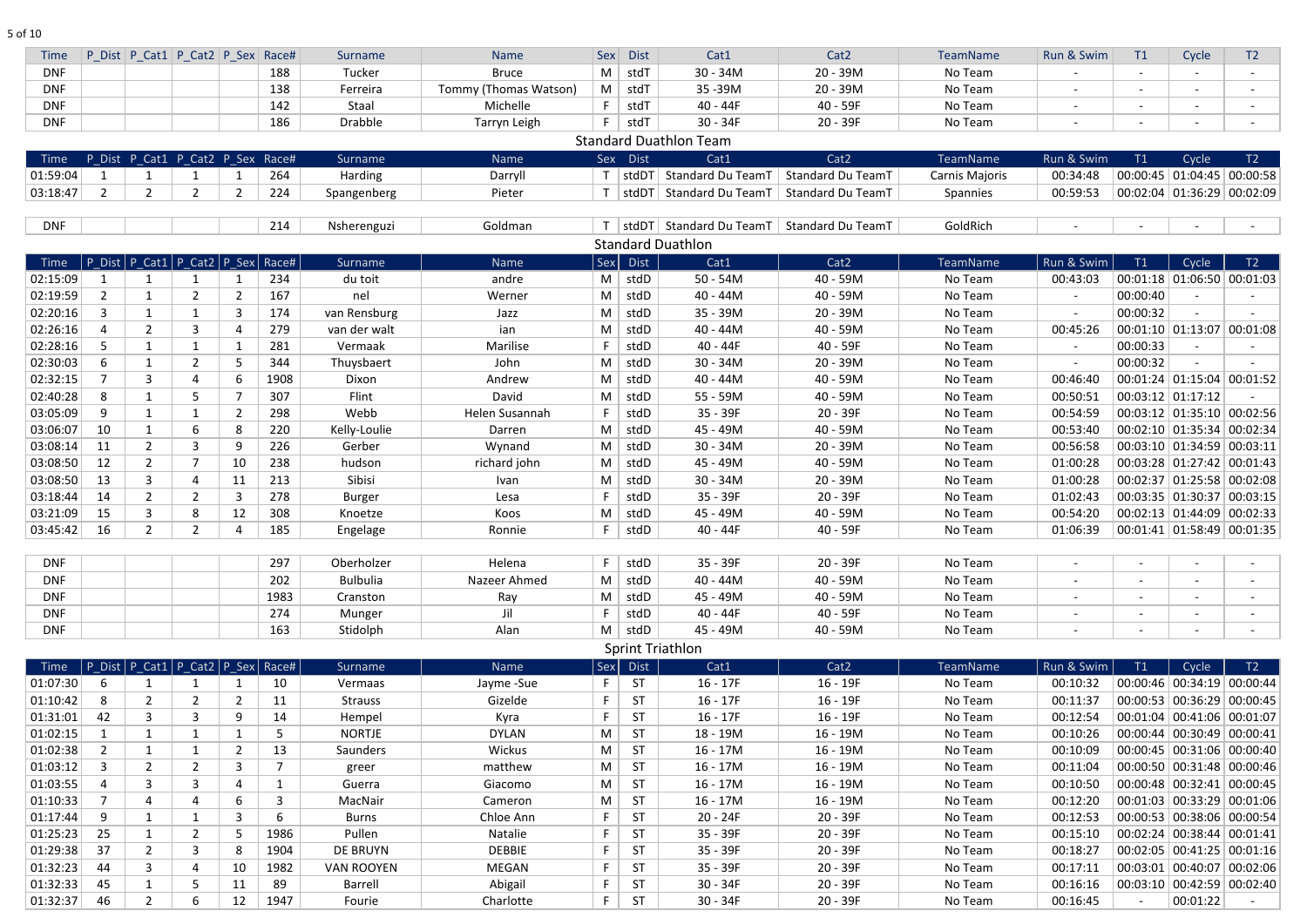| Time | P_Dist | P_Cat1 | P_Cat2 | P_Sex | Race# | Surname | Name | Sex | Dist | Cat1 | Cat2 | TeamName | Run & Swim | T1 | Cycle | T2 |
|---|---|---|---|---|---|---|---|---|---|---|---|---|---|---|---|---|
| DNF | | | | | 188 | Tucker | Bruce | M | stdT | 30 - 34M | 20 - 39M | No Team | - | - | - | - |
| DNF | | | | | 138 | Ferreira | Tommy (Thomas Watson) | M | stdT | 35 -39M | 20 - 39M | No Team | - | - | - | - |
| DNF | | | | | 142 | Staal | Michelle | F | stdT | 40 - 44F | 40 - 59F | No Team | - | - | - | - |
| DNF | | | | | 186 | Drabble | Tarryn Leigh | F | stdT | 30 - 34F | 20 - 39F | No Team | - | - | - | - |

## Standard Duathlon Team

| Time | P_Dist | P_Cat1 | P_Cat2 | P_Sex | Race# | Surname | Name | Sex | Dist | Cat1 | Cat2 | TeamName | Run & Swim | T1 | Cycle | T2 |
|---|---|---|---|---|---|---|---|---|---|---|---|---|---|---|---|---|
| 01:59:04 | 1 | 1 | 1 | 1 | 264 | Harding | Darryll | T | stdDT | Standard Du TeamT | Standard Du TeamT | Carnis Majoris | 00:34:48 | 00:00:45 | 01:04:45 | 00:00:58 |
| 03:18:47 | 2 | 2 | 2 | 2 | 224 | Spangenberg | Pieter | T | stdDT | Standard Du TeamT | Standard Du TeamT | Spannies | 00:59:53 | 00:02:04 | 01:36:29 | 00:02:09 |
| DNF | | | | | 214 | Nsherenguzi | Goldman | T | stdDT | Standard Du TeamT | Standard Du TeamT | GoldRich | - | - | - | - |

## Standard Duathlon

| Time | P_Dist | P_Cat1 | P_Cat2 | P_Sex | Race# | Surname | Name | Sex | Dist | Cat1 | Cat2 | TeamName | Run & Swim | T1 | Cycle | T2 |
|---|---|---|---|---|---|---|---|---|---|---|---|---|---|---|---|---|
| 02:15:09 | 1 | 1 | 1 | 1 | 234 | du toit | andre | M | stdD | 50 - 54M | 40 - 59M | No Team | 00:43:03 | 00:01:18 | 01:06:50 | 00:01:03 |
| 02:19:59 | 2 | 1 | 2 | 2 | 167 | nel | Werner | M | stdD | 40 - 44M | 40 - 59M | No Team | - | 00:00:40 | - | - |
| 02:20:16 | 3 | 1 | 1 | 3 | 174 | van Rensburg | Jazz | M | stdD | 35 - 39M | 20 - 39M | No Team | - | 00:00:32 | - | - |
| 02:26:16 | 4 | 2 | 3 | 4 | 279 | van der walt | ian | M | stdD | 40 - 44M | 40 - 59M | No Team | 00:45:26 | 00:01:10 | 01:13:07 | 00:01:08 |
| 02:28:16 | 5 | 1 | 1 | 1 | 281 | Vermaak | Marilise | F | stdD | 40 - 44F | 40 - 59F | No Team | - | 00:00:33 | - | - |
| 02:30:03 | 6 | 1 | 2 | 5 | 344 | Thuysbaert | John | M | stdD | 30 - 34M | 20 - 39M | No Team | - | 00:00:32 | - | - |
| 02:32:15 | 7 | 3 | 4 | 6 | 1908 | Dixon | Andrew | M | stdD | 40 - 44M | 40 - 59M | No Team | 00:46:40 | 00:01:24 | 01:15:04 | 00:01:52 |
| 02:40:28 | 8 | 1 | 5 | 7 | 307 | Flint | David | M | stdD | 55 - 59M | 40 - 59M | No Team | 00:50:51 | 00:03:12 | 01:17:12 | - |
| 03:05:09 | 9 | 1 | 1 | 2 | 298 | Webb | Helen Susannah | F | stdD | 35 - 39F | 20 - 39F | No Team | 00:54:59 | 00:03:12 | 01:35:10 | 00:02:56 |
| 03:06:07 | 10 | 1 | 6 | 8 | 220 | Kelly-Loulie | Darren | M | stdD | 45 - 49M | 40 - 59M | No Team | 00:53:40 | 00:02:10 | 01:35:34 | 00:02:34 |
| 03:08:14 | 11 | 2 | 3 | 9 | 226 | Gerber | Wynand | M | stdD | 30 - 34M | 20 - 39M | No Team | 00:56:58 | 00:03:10 | 01:34:59 | 00:03:11 |
| 03:08:50 | 12 | 2 | 7 | 10 | 238 | hudson | richard john | M | stdD | 45 - 49M | 40 - 59M | No Team | 01:00:28 | 00:03:28 | 01:27:42 | 00:01:43 |
| 03:08:50 | 13 | 3 | 4 | 11 | 213 | Sibisi | Ivan | M | stdD | 30 - 34M | 20 - 39M | No Team | 01:00:28 | 00:02:37 | 01:25:58 | 00:02:08 |
| 03:18:44 | 14 | 2 | 2 | 3 | 278 | Burger | Lesa | F | stdD | 35 - 39F | 20 - 39F | No Team | 01:02:43 | 00:03:35 | 01:30:37 | 00:03:15 |
| 03:21:09 | 15 | 3 | 8 | 12 | 308 | Knoetze | Koos | M | stdD | 45 - 49M | 40 - 59M | No Team | 00:54:20 | 00:02:13 | 01:44:09 | 00:02:33 |
| 03:45:42 | 16 | 2 | 2 | 4 | 185 | Engelage | Ronnie | F | stdD | 40 - 44F | 40 - 59F | No Team | 01:06:39 | 00:01:41 | 01:58:49 | 00:01:35 |
| DNF | | | | | 297 | Oberholzer | Helena | F | stdD | 35 - 39F | 20 - 39F | No Team | - | - | - | - |
| DNF | | | | | 202 | Bulbulia | Nazeer Ahmed | M | stdD | 40 - 44M | 40 - 59M | No Team | - | - | - | - |
| DNF | | | | | 1983 | Cranston | Ray | M | stdD | 45 - 49M | 40 - 59M | No Team | - | - | - | - |
| DNF | | | | | 274 | Munger | Jil | F | stdD | 40 - 44F | 40 - 59F | No Team | - | - | - | - |
| DNF | | | | | 163 | Stidolph | Alan | M | stdD | 45 - 49M | 40 - 59M | No Team | - | - | - | - |

## Sprint Triathlon

| Time | P_Dist | P_Cat1 | P_Cat2 | P_Sex | Race# | Surname | Name | Sex | Dist | Cat1 | Cat2 | TeamName | Run & Swim | T1 | Cycle | T2 |
|---|---|---|---|---|---|---|---|---|---|---|---|---|---|---|---|---|
| 01:07:30 | 6 | 1 | 1 | 1 | 10 | Vermaas | Jayme -Sue | F | ST | 16 - 17F | 16 - 19F | No Team | 00:10:32 | 00:00:46 | 00:34:19 | 00:00:44 |
| 01:10:42 | 8 | 2 | 2 | 2 | 11 | Strauss | Gizelde | F | ST | 16 - 17F | 16 - 19F | No Team | 00:11:37 | 00:00:53 | 00:36:29 | 00:00:45 |
| 01:31:01 | 42 | 3 | 3 | 9 | 14 | Hempel | Kyra | F | ST | 16 - 17F | 16 - 19F | No Team | 00:12:54 | 00:01:04 | 00:41:06 | 00:01:07 |
| 01:02:15 | 1 | 1 | 1 | 1 | 5 | NORTJE | DYLAN | M | ST | 18 - 19M | 16 - 19M | No Team | 00:10:26 | 00:00:44 | 00:30:49 | 00:00:41 |
| 01:02:38 | 2 | 1 | 1 | 2 | 13 | Saunders | Wickus | M | ST | 16 - 17M | 16 - 19M | No Team | 00:10:09 | 00:00:45 | 00:31:06 | 00:00:40 |
| 01:03:12 | 3 | 2 | 2 | 3 | 7 | greer | matthew | M | ST | 16 - 17M | 16 - 19M | No Team | 00:11:04 | 00:00:50 | 00:31:48 | 00:00:46 |
| 01:03:55 | 4 | 3 | 3 | 4 | 1 | Guerra | Giacomo | M | ST | 16 - 17M | 16 - 19M | No Team | 00:10:50 | 00:00:48 | 00:32:41 | 00:00:45 |
| 01:10:33 | 7 | 4 | 4 | 6 | 3 | MacNair | Cameron | M | ST | 16 - 17M | 16 - 19M | No Team | 00:12:20 | 00:01:03 | 00:33:29 | 00:01:06 |
| 01:17:44 | 9 | 1 | 1 | 3 | 6 | Burns | Chloe Ann | F | ST | 20 - 24F | 20 - 39F | No Team | 00:12:53 | 00:00:53 | 00:38:06 | 00:00:54 |
| 01:25:23 | 25 | 1 | 2 | 5 | 1986 | Pullen | Natalie | F | ST | 35 - 39F | 20 - 39F | No Team | 00:15:10 | 00:02:24 | 00:38:44 | 00:01:41 |
| 01:29:38 | 37 | 2 | 3 | 8 | 1904 | DE BRUYN | DEBBIE | F | ST | 35 - 39F | 20 - 39F | No Team | 00:18:27 | 00:02:05 | 00:41:25 | 00:01:16 |
| 01:32:23 | 44 | 3 | 4 | 10 | 1982 | VAN ROOYEN | MEGAN | F | ST | 35 - 39F | 20 - 39F | No Team | 00:17:11 | 00:03:01 | 00:40:07 | 00:02:06 |
| 01:32:33 | 45 | 1 | 5 | 11 | 89 | Barrell | Abigail | F | ST | 30 - 34F | 20 - 39F | No Team | 00:16:16 | 00:03:10 | 00:42:59 | 00:02:40 |
| 01:32:37 | 46 | 2 | 6 | 12 | 1947 | Fourie | Charlotte | F | ST | 30 - 34F | 20 - 39F | No Team | 00:16:45 | - | 00:01:22 | - |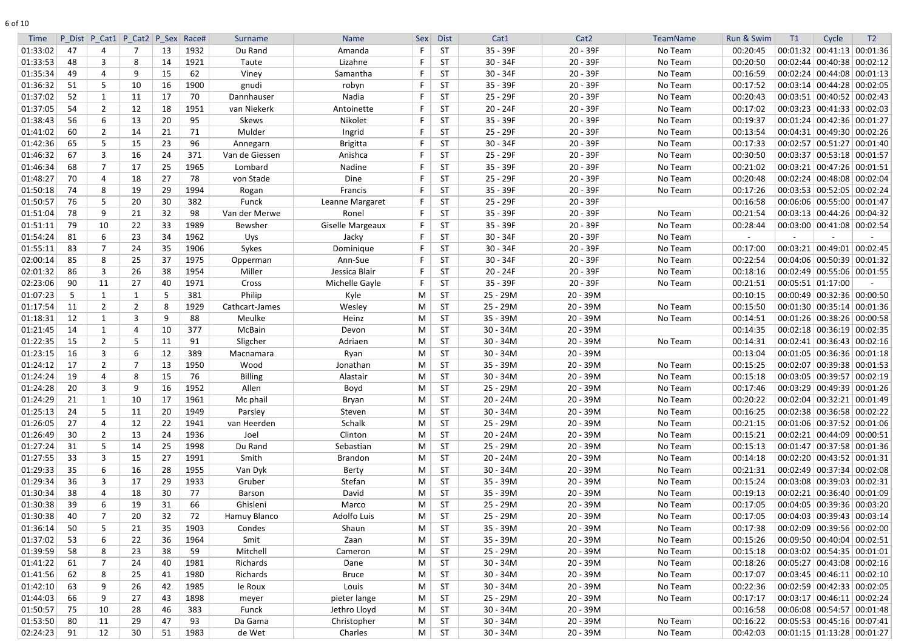| Time | P_Dist | P_Cat1 | P_Cat2 | P_Sex | Race# | Surname | Name | Sex | Dist | Cat1 | Cat2 | TeamName | Run & Swim | T1 | Cycle | T2 |
|---|---|---|---|---|---|---|---|---|---|---|---|---|---|---|---|---|
| 01:33:02 | 47 | 4 | 7 | 13 | 1932 | Du Rand | Amanda | F | ST | 35 - 39F | 20 - 39F | No Team | 00:20:45 | 00:01:32 | 00:41:13 | 00:01:36 |
| 01:33:53 | 48 | 3 | 8 | 14 | 1921 | Taute | Lizahne | F | ST | 30 - 34F | 20 - 39F | No Team | 00:20:50 | 00:02:44 | 00:40:38 | 00:02:12 |
| 01:35:34 | 49 | 4 | 9 | 15 | 62 | Viney | Samantha | F | ST | 30 - 34F | 20 - 39F | No Team | 00:16:59 | 00:02:24 | 00:44:08 | 00:01:13 |
| 01:36:32 | 51 | 5 | 10 | 16 | 1900 | gnudi | robyn | F | ST | 35 - 39F | 20 - 39F | No Team | 00:17:52 | 00:03:14 | 00:44:28 | 00:02:05 |
| 01:37:02 | 52 | 1 | 11 | 17 | 70 | Dannhauser | Nadia | F | ST | 25 - 29F | 20 - 39F | No Team | 00:20:43 | 00:03:51 | 00:40:52 | 00:02:43 |
| 01:37:05 | 54 | 2 | 12 | 18 | 1951 | van Niekerk | Antoinette | F | ST | 20 - 24F | 20 - 39F | No Team | 00:17:02 | 00:03:23 | 00:41:33 | 00:02:03 |
| 01:38:43 | 56 | 6 | 13 | 20 | 95 | Skews | Nikolet | F | ST | 35 - 39F | 20 - 39F | No Team | 00:19:37 | 00:01:24 | 00:42:36 | 00:01:27 |
| 01:41:02 | 60 | 2 | 14 | 21 | 71 | Mulder | Ingrid | F | ST | 25 - 29F | 20 - 39F | No Team | 00:13:54 | 00:04:31 | 00:49:30 | 00:02:26 |
| 01:42:36 | 65 | 5 | 15 | 23 | 96 | Annegarn | Brigitta | F | ST | 30 - 34F | 20 - 39F | No Team | 00:17:33 | 00:02:57 | 00:51:27 | 00:01:40 |
| 01:46:32 | 67 | 3 | 16 | 24 | 371 | Van de Giessen | Anishca | F | ST | 25 - 29F | 20 - 39F | No Team | 00:30:50 | 00:03:37 | 00:53:18 | 00:01:57 |
| 01:46:34 | 68 | 7 | 17 | 25 | 1965 | Lombard | Nadine | F | ST | 35 - 39F | 20 - 39F | No Team | 00:21:02 | 00:03:21 | 00:47:26 | 00:01:51 |
| 01:48:27 | 70 | 4 | 18 | 27 | 78 | von Stade | Dine | F | ST | 25 - 29F | 20 - 39F | No Team | 00:20:48 | 00:02:24 | 00:48:08 | 00:02:04 |
| 01:50:18 | 74 | 8 | 19 | 29 | 1994 | Rogan | Francis | F | ST | 35 - 39F | 20 - 39F | No Team | 00:17:26 | 00:03:53 | 00:52:05 | 00:02:24 |
| 01:50:57 | 76 | 5 | 20 | 30 | 382 | Funck | Leanne Margaret | F | ST | 25 - 29F | 20 - 39F | | 00:16:58 | 00:06:06 | 00:55:00 | 00:01:47 |
| 01:51:04 | 78 | 9 | 21 | 32 | 98 | Van der Merwe | Ronel | F | ST | 35 - 39F | 20 - 39F | No Team | 00:21:54 | 00:03:13 | 00:44:26 | 00:04:32 |
| 01:51:11 | 79 | 10 | 22 | 33 | 1989 | Bewsher | Giselle Margeaux | F | ST | 35 - 39F | 20 - 39F | No Team | 00:28:44 | 00:03:00 | 00:41:08 | 00:02:54 |
| 01:54:24 | 81 | 6 | 23 | 34 | 1962 | Uys | Jacky | F | ST | 30 - 34F | 20 - 39F | No Team | - | - | - | - |
| 01:55:11 | 83 | 7 | 24 | 35 | 1906 | Sykes | Dominique | F | ST | 30 - 34F | 20 - 39F | No Team | 00:17:00 | 00:03:21 | 00:49:01 | 00:02:45 |
| 02:00:14 | 85 | 8 | 25 | 37 | 1975 | Opperman | Ann-Sue | F | ST | 30 - 34F | 20 - 39F | No Team | 00:22:54 | 00:04:06 | 00:50:39 | 00:01:32 |
| 02:01:32 | 86 | 3 | 26 | 38 | 1954 | Miller | Jessica Blair | F | ST | 20 - 24F | 20 - 39F | No Team | 00:18:16 | 00:02:49 | 00:55:06 | 00:01:55 |
| 02:23:06 | 90 | 11 | 27 | 40 | 1971 | Cross | Michelle Gayle | F | ST | 35 - 39F | 20 - 39F | No Team | 00:21:51 | 00:05:51 | 01:17:00 | - |
| 01:07:23 | 5 | 1 | 1 | 5 | 381 | Philip | Kyle | M | ST | 25 - 29M | 20 - 39M | | 00:10:15 | 00:00:49 | 00:32:36 | 00:00:50 |
| 01:17:54 | 11 | 2 | 2 | 8 | 1929 | Cathcart-James | Wesley | M | ST | 25 - 29M | 20 - 39M | No Team | 00:15:50 | 00:01:30 | 00:35:14 | 00:01:36 |
| 01:18:31 | 12 | 1 | 3 | 9 | 88 | Meulke | Heinz | M | ST | 35 - 39M | 20 - 39M | No Team | 00:14:51 | 00:01:26 | 00:38:26 | 00:00:58 |
| 01:21:45 | 14 | 1 | 4 | 10 | 377 | McBain | Devon | M | ST | 30 - 34M | 20 - 39M | | 00:14:35 | 00:02:18 | 00:36:19 | 00:02:35 |
| 01:22:35 | 15 | 2 | 5 | 11 | 91 | Sligcher | Adriaen | M | ST | 30 - 34M | 20 - 39M | No Team | 00:14:31 | 00:02:41 | 00:36:43 | 00:02:16 |
| 01:23:15 | 16 | 3 | 6 | 12 | 389 | Macnamara | Ryan | M | ST | 30 - 34M | 20 - 39M | | 00:13:04 | 00:01:05 | 00:36:36 | 00:01:18 |
| 01:24:12 | 17 | 2 | 7 | 13 | 1950 | Wood | Jonathan | M | ST | 35 - 39M | 20 - 39M | No Team | 00:15:25 | 00:02:07 | 00:39:38 | 00:01:53 |
| 01:24:24 | 19 | 4 | 8 | 15 | 76 | Billing | Alastair | M | ST | 30 - 34M | 20 - 39M | No Team | 00:15:18 | 00:03:05 | 00:39:57 | 00:02:19 |
| 01:24:28 | 20 | 3 | 9 | 16 | 1952 | Allen | Boyd | M | ST | 25 - 29M | 20 - 39M | No Team | 00:17:46 | 00:03:29 | 00:49:39 | 00:01:26 |
| 01:24:29 | 21 | 1 | 10 | 17 | 1961 | Mc phail | Bryan | M | ST | 20 - 24M | 20 - 39M | No Team | 00:20:22 | 00:02:04 | 00:32:21 | 00:01:49 |
| 01:25:13 | 24 | 5 | 11 | 20 | 1949 | Parsley | Steven | M | ST | 30 - 34M | 20 - 39M | No Team | 00:16:25 | 00:02:38 | 00:36:58 | 00:02:22 |
| 01:26:05 | 27 | 4 | 12 | 22 | 1941 | van Heerden | Schalk | M | ST | 25 - 29M | 20 - 39M | No Team | 00:21:15 | 00:01:06 | 00:37:52 | 00:01:06 |
| 01:26:49 | 30 | 2 | 13 | 24 | 1936 | Joel | Clinton | M | ST | 20 - 24M | 20 - 39M | No Team | 00:15:21 | 00:02:21 | 00:44:09 | 00:00:51 |
| 01:27:24 | 31 | 5 | 14 | 25 | 1998 | Du Rand | Sebastian | M | ST | 25 - 29M | 20 - 39M | No Team | 00:15:13 | 00:01:47 | 00:37:58 | 00:01:36 |
| 01:27:55 | 33 | 3 | 15 | 27 | 1991 | Smith | Brandon | M | ST | 20 - 24M | 20 - 39M | No Team | 00:14:18 | 00:02:20 | 00:43:52 | 00:01:31 |
| 01:29:33 | 35 | 6 | 16 | 28 | 1955 | Van Dyk | Berty | M | ST | 30 - 34M | 20 - 39M | No Team | 00:21:31 | 00:02:49 | 00:37:34 | 00:02:08 |
| 01:29:34 | 36 | 3 | 17 | 29 | 1933 | Gruber | Stefan | M | ST | 35 - 39M | 20 - 39M | No Team | 00:15:24 | 00:03:08 | 00:39:03 | 00:02:31 |
| 01:30:34 | 38 | 4 | 18 | 30 | 77 | Barson | David | M | ST | 35 - 39M | 20 - 39M | No Team | 00:19:13 | 00:02:21 | 00:36:40 | 00:01:09 |
| 01:30:38 | 39 | 6 | 19 | 31 | 66 | Ghisleni | Marco | M | ST | 25 - 29M | 20 - 39M | No Team | 00:17:05 | 00:04:05 | 00:39:36 | 00:03:20 |
| 01:30:38 | 40 | 7 | 20 | 32 | 72 | Hamuy Blanco | Adolfo Luis | M | ST | 25 - 29M | 20 - 39M | No Team | 00:17:05 | 00:04:03 | 00:39:43 | 00:03:14 |
| 01:36:14 | 50 | 5 | 21 | 35 | 1903 | Condes | Shaun | M | ST | 35 - 39M | 20 - 39M | No Team | 00:17:38 | 00:02:09 | 00:39:56 | 00:02:00 |
| 01:37:02 | 53 | 6 | 22 | 36 | 1964 | Smit | Zaan | M | ST | 35 - 39M | 20 - 39M | No Team | 00:15:26 | 00:09:50 | 00:40:04 | 00:02:51 |
| 01:39:59 | 58 | 8 | 23 | 38 | 59 | Mitchell | Cameron | M | ST | 25 - 29M | 20 - 39M | No Team | 00:15:18 | 00:03:02 | 00:54:35 | 00:01:01 |
| 01:41:22 | 61 | 7 | 24 | 40 | 1981 | Richards | Dane | M | ST | 30 - 34M | 20 - 39M | No Team | 00:18:26 | 00:05:27 | 00:43:08 | 00:02:16 |
| 01:41:56 | 62 | 8 | 25 | 41 | 1980 | Richards | Bruce | M | ST | 30 - 34M | 20 - 39M | No Team | 00:17:07 | 00:03:45 | 00:46:11 | 00:02:10 |
| 01:42:10 | 63 | 9 | 26 | 42 | 1985 | le Roux | Louis | M | ST | 30 - 34M | 20 - 39M | No Team | 00:22:36 | 00:02:59 | 00:42:33 | 00:02:05 |
| 01:44:03 | 66 | 9 | 27 | 43 | 1898 | meyer | pieter lange | M | ST | 25 - 29M | 20 - 39M | No Team | 00:17:17 | 00:03:17 | 00:46:11 | 00:02:24 |
| 01:50:57 | 75 | 10 | 28 | 46 | 383 | Funck | Jethro Lloyd | M | ST | 30 - 34M | 20 - 39M | | 00:16:58 | 00:06:08 | 00:54:57 | 00:01:48 |
| 01:53:50 | 80 | 11 | 29 | 47 | 93 | Da Gama | Christopher | M | ST | 30 - 34M | 20 - 39M | No Team | 00:16:22 | 00:05:53 | 00:45:16 | 00:07:41 |
| 02:24:23 | 91 | 12 | 30 | 51 | 1983 | de Wet | Charles | M | ST | 30 - 34M | 20 - 39M | No Team | 00:42:03 | 00:01:15 | 01:13:28 | 00:01:27 |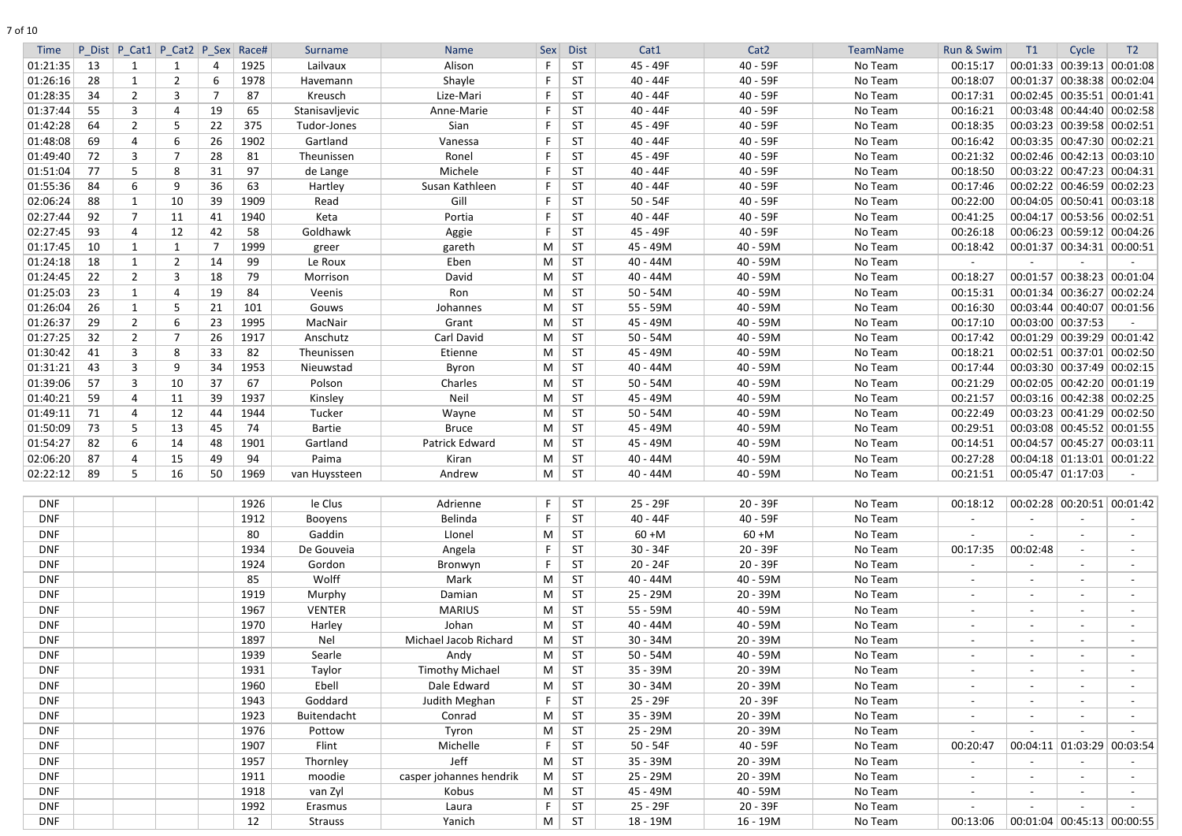| Time | P_Dist | P_Cat1 | P_Cat2 | P_Sex | Race# | Surname | Name | Sex | Dist | Cat1 | Cat2 | TeamName | Run & Swim | T1 | Cycle | T2 |
|---|---|---|---|---|---|---|---|---|---|---|---|---|---|---|---|---|
| 01:21:35 | 13 | 1 | 1 | 4 | 1925 | Lailvaux | Alison | F | ST | 45 - 49F | 40 - 59F | No Team | 00:15:17 | 00:01:33 | 00:39:13 | 00:01:08 |
| 01:26:16 | 28 | 1 | 2 | 6 | 1978 | Havemann | Shayle | F | ST | 40 - 44F | 40 - 59F | No Team | 00:18:07 | 00:01:37 | 00:38:38 | 00:02:04 |
| 01:28:35 | 34 | 2 | 3 | 7 | 87 | Kreusch | Lize-Mari | F | ST | 40 - 44F | 40 - 59F | No Team | 00:17:31 | 00:02:45 | 00:35:51 | 00:01:41 |
| 01:37:44 | 55 | 3 | 4 | 19 | 65 | Stanisavljevic | Anne-Marie | F | ST | 40 - 44F | 40 - 59F | No Team | 00:16:21 | 00:03:48 | 00:44:40 | 00:02:58 |
| 01:42:28 | 64 | 2 | 5 | 22 | 375 | Tudor-Jones | Sian | F | ST | 45 - 49F | 40 - 59F | No Team | 00:18:35 | 00:03:23 | 00:39:58 | 00:02:51 |
| 01:48:08 | 69 | 4 | 6 | 26 | 1902 | Gartland | Vanessa | F | ST | 40 - 44F | 40 - 59F | No Team | 00:16:42 | 00:03:35 | 00:47:30 | 00:02:21 |
| 01:49:40 | 72 | 3 | 7 | 28 | 81 | Theunissen | Ronel | F | ST | 45 - 49F | 40 - 59F | No Team | 00:21:32 | 00:02:46 | 00:42:13 | 00:03:10 |
| 01:51:04 | 77 | 5 | 8 | 31 | 97 | de Lange | Michele | F | ST | 40 - 44F | 40 - 59F | No Team | 00:18:50 | 00:03:22 | 00:47:23 | 00:04:31 |
| 01:55:36 | 84 | 6 | 9 | 36 | 63 | Hartley | Susan Kathleen | F | ST | 40 - 44F | 40 - 59F | No Team | 00:17:46 | 00:02:22 | 00:46:59 | 00:02:23 |
| 02:06:24 | 88 | 1 | 10 | 39 | 1909 | Read | Gill | F | ST | 50 - 54F | 40 - 59F | No Team | 00:22:00 | 00:04:05 | 00:50:41 | 00:03:18 |
| 02:27:44 | 92 | 7 | 11 | 41 | 1940 | Keta | Portia | F | ST | 40 - 44F | 40 - 59F | No Team | 00:41:25 | 00:04:17 | 00:53:56 | 00:02:51 |
| 02:27:45 | 93 | 4 | 12 | 42 | 58 | Goldhawk | Aggie | F | ST | 45 - 49F | 40 - 59F | No Team | 00:26:18 | 00:06:23 | 00:59:12 | 00:04:26 |
| 01:17:45 | 10 | 1 | 1 | 7 | 1999 | greer | gareth | M | ST | 45 - 49M | 40 - 59M | No Team | 00:18:42 | 00:01:37 | 00:34:31 | 00:00:51 |
| 01:24:18 | 18 | 1 | 2 | 14 | 99 | Le Roux | Eben | M | ST | 40 - 44M | 40 - 59M | No Team | - | - | - | - |
| 01:24:45 | 22 | 2 | 3 | 18 | 79 | Morrison | David | M | ST | 40 - 44M | 40 - 59M | No Team | 00:18:27 | 00:01:57 | 00:38:23 | 00:01:04 |
| 01:25:03 | 23 | 1 | 4 | 19 | 84 | Veenis | Ron | M | ST | 50 - 54M | 40 - 59M | No Team | 00:15:31 | 00:01:34 | 00:36:27 | 00:02:24 |
| 01:26:04 | 26 | 1 | 5 | 21 | 101 | Gouws | Johannes | M | ST | 55 - 59M | 40 - 59M | No Team | 00:16:30 | 00:03:44 | 00:40:07 | 00:01:56 |
| 01:26:37 | 29 | 2 | 6 | 23 | 1995 | MacNair | Grant | M | ST | 45 - 49M | 40 - 59M | No Team | 00:17:10 | 00:03:00 | 00:37:53 | - |
| 01:27:25 | 32 | 2 | 7 | 26 | 1917 | Anschutz | Carl David | M | ST | 50 - 54M | 40 - 59M | No Team | 00:17:42 | 00:01:29 | 00:39:29 | 00:01:42 |
| 01:30:42 | 41 | 3 | 8 | 33 | 82 | Theunissen | Etienne | M | ST | 45 - 49M | 40 - 59M | No Team | 00:18:21 | 00:02:51 | 00:37:01 | 00:02:50 |
| 01:31:21 | 43 | 3 | 9 | 34 | 1953 | Nieuwstad | Byron | M | ST | 40 - 44M | 40 - 59M | No Team | 00:17:44 | 00:03:30 | 00:37:49 | 00:02:15 |
| 01:39:06 | 57 | 3 | 10 | 37 | 67 | Polson | Charles | M | ST | 50 - 54M | 40 - 59M | No Team | 00:21:29 | 00:02:05 | 00:42:20 | 00:01:19 |
| 01:40:21 | 59 | 4 | 11 | 39 | 1937 | Kinsley | Neil | M | ST | 45 - 49M | 40 - 59M | No Team | 00:21:57 | 00:03:16 | 00:42:38 | 00:02:25 |
| 01:49:11 | 71 | 4 | 12 | 44 | 1944 | Tucker | Wayne | M | ST | 50 - 54M | 40 - 59M | No Team | 00:22:49 | 00:03:23 | 00:41:29 | 00:02:50 |
| 01:50:09 | 73 | 5 | 13 | 45 | 74 | Bartie | Bruce | M | ST | 45 - 49M | 40 - 59M | No Team | 00:29:51 | 00:03:08 | 00:45:52 | 00:01:55 |
| 01:54:27 | 82 | 6 | 14 | 48 | 1901 | Gartland | Patrick Edward | M | ST | 45 - 49M | 40 - 59M | No Team | 00:14:51 | 00:04:57 | 00:45:27 | 00:03:11 |
| 02:06:20 | 87 | 4 | 15 | 49 | 94 | Paima | Kiran | M | ST | 40 - 44M | 40 - 59M | No Team | 00:27:28 | 00:04:18 | 01:13:01 | 00:01:22 |
| 02:22:12 | 89 | 5 | 16 | 50 | 1969 | van Huyssteen | Andrew | M | ST | 40 - 44M | 40 - 59M | No Team | 00:21:51 | 00:05:47 | 01:17:03 | - |
| DNF | | | | | 1926 | le Clus | Adrienne | F | ST | 25 - 29F | 20 - 39F | No Team | 00:18:12 | 00:02:28 | 00:20:51 | 00:01:42 |
| DNF | | | | | 1912 | Booyens | Belinda | F | ST | 40 - 44F | 40 - 59F | No Team | - | - | - | - |
| DNF | | | | | 80 | Gaddin | Llonel | M | ST | 60 +M | 60 +M | No Team | - | - | - | - |
| DNF | | | | | 1934 | De Gouveia | Angela | F | ST | 30 - 34F | 20 - 39F | No Team | 00:17:35 | 00:02:48 | - | - |
| DNF | | | | | 1924 | Gordon | Bronwyn | F | ST | 20 - 24F | 20 - 39F | No Team | - | - | - | - |
| DNF | | | | | 85 | Wolff | Mark | M | ST | 40 - 44M | 40 - 59M | No Team | - | - | - | - |
| DNF | | | | | 1919 | Murphy | Damian | M | ST | 25 - 29M | 20 - 39M | No Team | - | - | - | - |
| DNF | | | | | 1967 | VENTER | MARIUS | M | ST | 55 - 59M | 40 - 59M | No Team | - | - | - | - |
| DNF | | | | | 1970 | Harley | Johan | M | ST | 40 - 44M | 40 - 59M | No Team | - | - | - | - |
| DNF | | | | | 1897 | Nel | Michael Jacob Richard | M | ST | 30 - 34M | 20 - 39M | No Team | - | - | - | - |
| DNF | | | | | 1939 | Searle | Andy | M | ST | 50 - 54M | 40 - 59M | No Team | - | - | - | - |
| DNF | | | | | 1931 | Taylor | Timothy Michael | M | ST | 35 - 39M | 20 - 39M | No Team | - | - | - | - |
| DNF | | | | | 1960 | Ebell | Dale Edward | M | ST | 30 - 34M | 20 - 39M | No Team | - | - | - | - |
| DNF | | | | | 1943 | Goddard | Judith Meghan | F | ST | 25 - 29F | 20 - 39F | No Team | - | - | - | - |
| DNF | | | | | 1923 | Buitendacht | Conrad | M | ST | 35 - 39M | 20 - 39M | No Team | - | - | - | - |
| DNF | | | | | 1976 | Pottow | Tyron | M | ST | 25 - 29M | 20 - 39M | No Team | - | - | - | - |
| DNF | | | | | 1907 | Flint | Michelle | F | ST | 50 - 54F | 40 - 59F | No Team | 00:20:47 | 00:04:11 | 01:03:29 | 00:03:54 |
| DNF | | | | | 1957 | Thornley | Jeff | M | ST | 35 - 39M | 20 - 39M | No Team | - | - | - | - |
| DNF | | | | | 1911 | moodie | casper johannes hendrik | M | ST | 25 - 29M | 20 - 39M | No Team | - | - | - | - |
| DNF | | | | | 1918 | van Zyl | Kobus | M | ST | 45 - 49M | 40 - 59M | No Team | - | - | - | - |
| DNF | | | | | 1992 | Erasmus | Laura | F | ST | 25 - 29F | 20 - 39F | No Team | - | - | - | - |
| DNF | | | | | 12 | Strauss | Yanich | M | ST | 18 - 19M | 16 - 19M | No Team | 00:13:06 | 00:01:04 | 00:45:13 | 00:00:55 |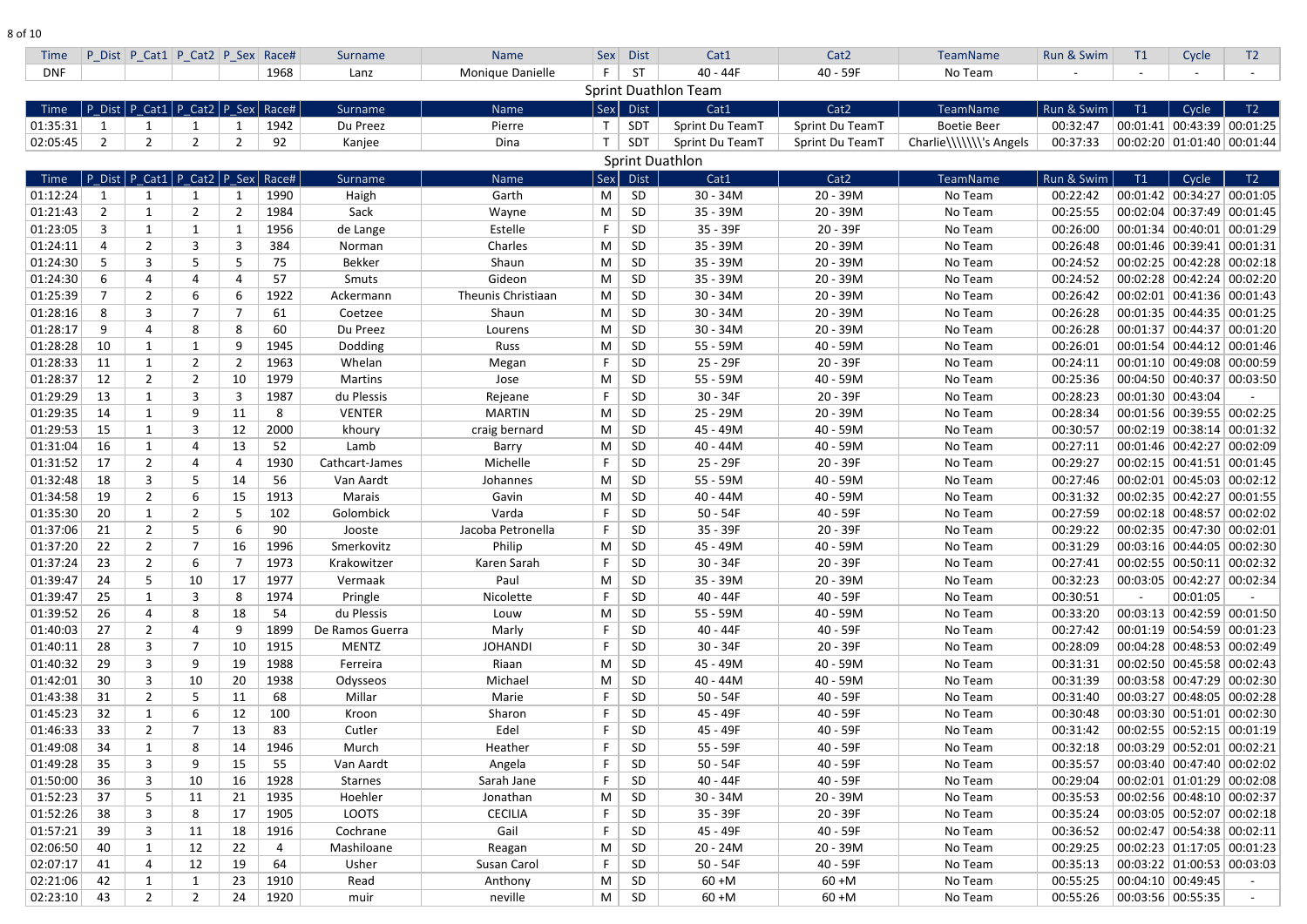| Time | P_Dist | P_Cat1 | P_Cat2 | P_Sex | Race# | Surname | Name | Sex | Dist | Cat1 | Cat2 | TeamName | Run & Swim | T1 | Cycle | T2 |
|---|---|---|---|---|---|---|---|---|---|---|---|---|---|---|---|---|
| DNF | | | | | 1968 | Lanz | Monique Danielle | F | ST | 40 - 44F | 40 - 59F | No Team | - | - | - | - |

## Sprint Duathlon Team

| Time | P_Dist | P_Cat1 | P_Cat2 | P_Sex | Race# | Surname | Name | Sex | Dist | Cat1 | Cat2 | TeamName | Run & Swim | T1 | Cycle | T2 |
|---|---|---|---|---|---|---|---|---|---|---|---|---|---|---|---|---|
| 01:35:31 | 1 | 1 | 1 | 1 | 1942 | Du Preez | Pierre | T | SDT | Sprint Du TeamT | Sprint Du TeamT | Boetie Beer | 00:32:47 | 00:01:41 | 00:43:39 | 00:01:25 |
| 02:05:45 | 2 | 2 | 2 | 2 | 92 | Kanjee | Dina | T | SDT | Sprint Du TeamT | Sprint Du TeamT | Charlie\\\\\\\'s Angels | 00:37:33 | 00:02:20 | 01:01:40 | 00:01:44 |

## Sprint Duathlon

| Time | P_Dist | P_Cat1 | P_Cat2 | P_Sex | Race# | Surname | Name | Sex | Dist | Cat1 | Cat2 | TeamName | Run & Swim | T1 | Cycle | T2 |
|---|---|---|---|---|---|---|---|---|---|---|---|---|---|---|---|---|
| 01:12:24 | 1 | 1 | 1 | 1 | 1990 | Haigh | Garth | M | SD | 30 - 34M | 20 - 39M | No Team | 00:22:42 | 00:01:42 | 00:34:27 | 00:01:05 |
| 01:21:43 | 2 | 1 | 2 | 2 | 1984 | Sack | Wayne | M | SD | 35 - 39M | 20 - 39M | No Team | 00:25:55 | 00:02:04 | 00:37:49 | 00:01:45 |
| 01:23:05 | 3 | 1 | 1 | 1 | 1956 | de Lange | Estelle | F | SD | 35 - 39F | 20 - 39F | No Team | 00:26:00 | 00:01:34 | 00:40:01 | 00:01:29 |
| 01:24:11 | 4 | 2 | 3 | 3 | 384 | Norman | Charles | M | SD | 35 - 39M | 20 - 39M | No Team | 00:26:48 | 00:01:46 | 00:39:41 | 00:01:31 |
| 01:24:30 | 5 | 3 | 5 | 5 | 75 | Bekker | Shaun | M | SD | 35 - 39M | 20 - 39M | No Team | 00:24:52 | 00:02:25 | 00:42:28 | 00:02:18 |
| 01:24:30 | 6 | 4 | 4 | 4 | 57 | Smuts | Gideon | M | SD | 35 - 39M | 20 - 39M | No Team | 00:24:52 | 00:02:28 | 00:42:24 | 00:02:20 |
| 01:25:39 | 7 | 2 | 6 | 6 | 1922 | Ackermann | Theunis Christiaan | M | SD | 30 - 34M | 20 - 39M | No Team | 00:26:42 | 00:02:01 | 00:41:36 | 00:01:43 |
| 01:28:16 | 8 | 3 | 7 | 7 | 61 | Coetzee | Shaun | M | SD | 30 - 34M | 20 - 39M | No Team | 00:26:28 | 00:01:35 | 00:44:35 | 00:01:25 |
| 01:28:17 | 9 | 4 | 8 | 8 | 60 | Du Preez | Lourens | M | SD | 30 - 34M | 20 - 39M | No Team | 00:26:28 | 00:01:37 | 00:44:37 | 00:01:20 |
| 01:28:28 | 10 | 1 | 1 | 9 | 1945 | Dodding | Russ | M | SD | 55 - 59M | 40 - 59M | No Team | 00:26:01 | 00:01:54 | 00:44:12 | 00:01:46 |
| 01:28:33 | 11 | 1 | 2 | 2 | 1963 | Whelan | Megan | F | SD | 25 - 29F | 20 - 39F | No Team | 00:24:11 | 00:01:10 | 00:49:08 | 00:00:59 |
| 01:28:37 | 12 | 2 | 2 | 10 | 1979 | Martins | Jose | M | SD | 55 - 59M | 40 - 59M | No Team | 00:25:36 | 00:04:50 | 00:40:37 | 00:03:50 |
| 01:29:29 | 13 | 1 | 3 | 3 | 1987 | du Plessis | Rejeane | F | SD | 30 - 34F | 20 - 39F | No Team | 00:28:23 | 00:01:30 | 00:43:04 | - |
| 01:29:35 | 14 | 1 | 9 | 11 | 8 | VENTER | MARTIN | M | SD | 25 - 29M | 20 - 39M | No Team | 00:28:34 | 00:01:56 | 00:39:55 | 00:02:25 |
| 01:29:53 | 15 | 1 | 3 | 12 | 2000 | khoury | craig bernard | M | SD | 45 - 49M | 40 - 59M | No Team | 00:30:57 | 00:02:19 | 00:38:14 | 00:01:32 |
| 01:31:04 | 16 | 1 | 4 | 13 | 52 | Lamb | Barry | M | SD | 40 - 44M | 40 - 59M | No Team | 00:27:11 | 00:01:46 | 00:42:27 | 00:02:09 |
| 01:31:52 | 17 | 2 | 4 | 4 | 1930 | Cathcart-James | Michelle | F | SD | 25 - 29F | 20 - 39F | No Team | 00:29:27 | 00:02:15 | 00:41:51 | 00:01:45 |
| 01:32:48 | 18 | 3 | 5 | 14 | 56 | Van Aardt | Johannes | M | SD | 55 - 59M | 40 - 59M | No Team | 00:27:46 | 00:02:01 | 00:45:03 | 00:02:12 |
| 01:34:58 | 19 | 2 | 6 | 15 | 1913 | Marais | Gavin | M | SD | 40 - 44M | 40 - 59M | No Team | 00:31:32 | 00:02:35 | 00:42:27 | 00:01:55 |
| 01:35:30 | 20 | 1 | 2 | 5 | 102 | Golombick | Varda | F | SD | 50 - 54F | 40 - 59F | No Team | 00:27:59 | 00:02:18 | 00:48:57 | 00:02:02 |
| 01:37:06 | 21 | 2 | 5 | 6 | 90 | Jooste | Jacoba Petronella | F | SD | 35 - 39F | 20 - 39F | No Team | 00:29:22 | 00:02:35 | 00:47:30 | 00:02:01 |
| 01:37:20 | 22 | 2 | 7 | 16 | 1996 | Smerkovitz | Philip | M | SD | 45 - 49M | 40 - 59M | No Team | 00:31:29 | 00:03:16 | 00:44:05 | 00:02:30 |
| 01:37:24 | 23 | 2 | 6 | 7 | 1973 | Krakowitzer | Karen Sarah | F | SD | 30 - 34F | 20 - 39F | No Team | 00:27:41 | 00:02:55 | 00:50:11 | 00:02:32 |
| 01:39:47 | 24 | 5 | 10 | 17 | 1977 | Vermaak | Paul | M | SD | 35 - 39M | 20 - 39M | No Team | 00:32:23 | 00:03:05 | 00:42:27 | 00:02:34 |
| 01:39:47 | 25 | 1 | 3 | 8 | 1974 | Pringle | Nicolette | F | SD | 40 - 44F | 40 - 59F | No Team | 00:30:51 | - | 00:01:05 | - |
| 01:39:52 | 26 | 4 | 8 | 18 | 54 | du Plessis | Louw | M | SD | 55 - 59M | 40 - 59M | No Team | 00:33:20 | 00:03:13 | 00:42:59 | 00:01:50 |
| 01:40:03 | 27 | 2 | 4 | 9 | 1899 | De Ramos Guerra | Marly | F | SD | 40 - 44F | 40 - 59F | No Team | 00:27:42 | 00:01:19 | 00:54:59 | 00:01:23 |
| 01:40:11 | 28 | 3 | 7 | 10 | 1915 | MENTZ | JOHANDI | F | SD | 30 - 34F | 20 - 39F | No Team | 00:28:09 | 00:04:28 | 00:48:53 | 00:02:49 |
| 01:40:32 | 29 | 3 | 9 | 19 | 1988 | Ferreira | Riaan | M | SD | 45 - 49M | 40 - 59M | No Team | 00:31:31 | 00:02:50 | 00:45:58 | 00:02:43 |
| 01:42:01 | 30 | 3 | 10 | 20 | 1938 | Odysseos | Michael | M | SD | 40 - 44M | 40 - 59M | No Team | 00:31:39 | 00:03:58 | 00:47:29 | 00:02:30 |
| 01:43:38 | 31 | 2 | 5 | 11 | 68 | Millar | Marie | F | SD | 50 - 54F | 40 - 59F | No Team | 00:31:40 | 00:03:27 | 00:48:05 | 00:02:28 |
| 01:45:23 | 32 | 1 | 6 | 12 | 100 | Kroon | Sharon | F | SD | 45 - 49F | 40 - 59F | No Team | 00:30:48 | 00:03:30 | 00:51:01 | 00:02:30 |
| 01:46:33 | 33 | 2 | 7 | 13 | 83 | Cutler | Edel | F | SD | 45 - 49F | 40 - 59F | No Team | 00:31:42 | 00:02:55 | 00:52:15 | 00:01:19 |
| 01:49:08 | 34 | 1 | 8 | 14 | 1946 | Murch | Heather | F | SD | 55 - 59F | 40 - 59F | No Team | 00:32:18 | 00:03:29 | 00:52:01 | 00:02:21 |
| 01:49:28 | 35 | 3 | 9 | 15 | 55 | Van Aardt | Angela | F | SD | 50 - 54F | 40 - 59F | No Team | 00:35:57 | 00:03:40 | 00:47:40 | 00:02:02 |
| 01:50:00 | 36 | 3 | 10 | 16 | 1928 | Starnes | Sarah Jane | F | SD | 40 - 44F | 40 - 59F | No Team | 00:29:04 | 00:02:01 | 01:01:29 | 00:02:08 |
| 01:52:23 | 37 | 5 | 11 | 21 | 1935 | Hoehler | Jonathan | M | SD | 30 - 34M | 20 - 39M | No Team | 00:35:53 | 00:02:56 | 00:48:10 | 00:02:37 |
| 01:52:26 | 38 | 3 | 8 | 17 | 1905 | LOOTS | CECILIA | F | SD | 35 - 39F | 20 - 39F | No Team | 00:35:24 | 00:03:05 | 00:52:07 | 00:02:18 |
| 01:57:21 | 39 | 3 | 11 | 18 | 1916 | Cochrane | Gail | F | SD | 45 - 49F | 40 - 59F | No Team | 00:36:52 | 00:02:47 | 00:54:38 | 00:02:11 |
| 02:06:50 | 40 | 1 | 12 | 22 | 4 | Mashiloane | Reagan | M | SD | 20 - 24M | 20 - 39M | No Team | 00:29:25 | 00:02:23 | 01:17:05 | 00:01:23 |
| 02:07:17 | 41 | 4 | 12 | 19 | 64 | Usher | Susan Carol | F | SD | 50 - 54F | 40 - 59F | No Team | 00:35:13 | 00:03:22 | 01:00:53 | 00:03:03 |
| 02:21:06 | 42 | 1 | 1 | 23 | 1910 | Read | Anthony | M | SD | 60 +M | 60 +M | No Team | 00:55:25 | 00:04:10 | 00:49:45 | - |
| 02:23:10 | 43 | 2 | 2 | 24 | 1920 | muir | neville | M | SD | 60 +M | 60 +M | No Team | 00:55:26 | 00:03:56 | 00:55:35 | - |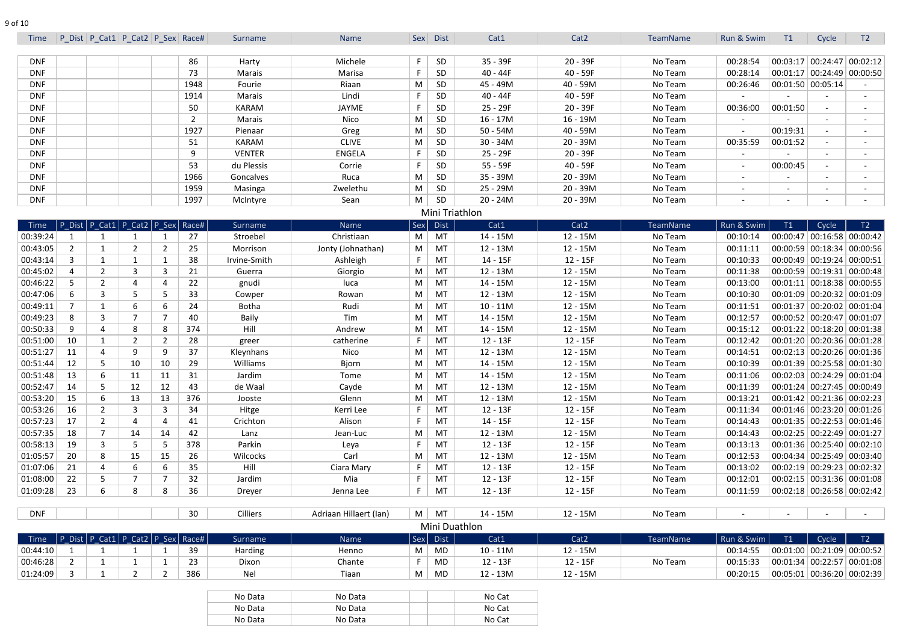| Time | P_Dist | P_Cat1 | P_Cat2 | P_Sex | Race# | Surname | Name | Sex | Dist | Cat1 | Cat2 | TeamName | Run & Swim | T1 | Cycle | T2 |
|---|---|---|---|---|---|---|---|---|---|---|---|---|---|---|---|---|
| DNF | | | | | 86 | Harty | Michele | F | SD | 35 - 39F | 20 - 39F | No Team | 00:28:54 | 00:03:17 | 00:24:47 | 00:02:12 |
| DNF | | | | | 73 | Marais | Marisa | F | SD | 40 - 44F | 40 - 59F | No Team | 00:28:14 | 00:01:17 | 00:24:49 | 00:00:50 |
| DNF | | | | | 1948 | Fourie | Riaan | M | SD | 45 - 49M | 40 - 59M | No Team | 00:26:46 | 00:01:50 | 00:05:14 | - |
| DNF | | | | | 1914 | Marais | Lindi | F | SD | 40 - 44F | 40 - 59F | No Team | - | - | - | - |
| DNF | | | | | 50 | KARAM | JAYME | F | SD | 25 - 29F | 20 - 39F | No Team | 00:36:00 | 00:01:50 | - | - |
| DNF | | | | | 2 | Marais | Nico | M | SD | 16 - 17M | 16 - 19M | No Team | - | - | - | - |
| DNF | | | | | 1927 | Pienaar | Greg | M | SD | 50 - 54M | 40 - 59M | No Team | - | 00:19:31 | - | - |
| DNF | | | | | 51 | KARAM | CLIVE | M | SD | 30 - 34M | 20 - 39M | No Team | 00:35:59 | 00:01:52 | - | - |
| DNF | | | | | 9 | VENTER | ENGELA | F | SD | 25 - 29F | 20 - 39F | No Team | - | - | - | - |
| DNF | | | | | 53 | du Plessis | Corrie | F | SD | 55 - 59F | 40 - 59F | No Team | - | 00:00:45 | - | - |
| DNF | | | | | 1966 | Goncalves | Ruca | M | SD | 35 - 39M | 20 - 39M | No Team | - | - | - | - |
| DNF | | | | | 1959 | Masinga | Zwelethu | M | SD | 25 - 29M | 20 - 39M | No Team | - | - | - | - |
| DNF | | | | | 1997 | McIntyre | Sean | M | SD | 20 - 24M | 20 - 39M | No Team | - | - | - | - |

## Mini Triathlon

| Time | P_Dist | P_Cat1 | P_Cat2 | P_Sex | Race# | Surname | Name | Sex | Dist | Cat1 | Cat2 | TeamName | Run & Swim | T1 | Cycle | T2 |
|---|---|---|---|---|---|---|---|---|---|---|---|---|---|---|---|---|
| 00:39:24 | 1 | 1 | 1 | 1 | 27 | Stroebel | Christiaan | M | MT | 14 - 15M | 12 - 15M | No Team | 00:10:14 | 00:00:47 | 00:16:58 | 00:00:42 |
| 00:43:05 | 2 | 1 | 2 | 2 | 25 | Morrison | Jonty (Johnathan) | M | MT | 12 - 13M | 12 - 15M | No Team | 00:11:11 | 00:00:59 | 00:18:34 | 00:00:56 |
| 00:43:14 | 3 | 1 | 1 | 1 | 38 | Irvine-Smith | Ashleigh | F | MT | 14 - 15F | 12 - 15F | No Team | 00:10:33 | 00:00:49 | 00:19:24 | 00:00:51 |
| 00:45:02 | 4 | 2 | 3 | 3 | 21 | Guerra | Giorgio | M | MT | 12 - 13M | 12 - 15M | No Team | 00:11:38 | 00:00:59 | 00:19:31 | 00:00:48 |
| 00:46:22 | 5 | 2 | 4 | 4 | 22 | gnudi | luca | M | MT | 14 - 15M | 12 - 15M | No Team | 00:13:00 | 00:01:11 | 00:18:38 | 00:00:55 |
| 00:47:06 | 6 | 3 | 5 | 5 | 33 | Cowper | Rowan | M | MT | 12 - 13M | 12 - 15M | No Team | 00:10:30 | 00:01:09 | 00:20:32 | 00:01:09 |
| 00:49:11 | 7 | 1 | 6 | 6 | 24 | Botha | Rudi | M | MT | 10 - 11M | 12 - 15M | No Team | 00:11:51 | 00:01:37 | 00:20:02 | 00:01:04 |
| 00:49:23 | 8 | 3 | 7 | 7 | 40 | Baily | Tim | M | MT | 14 - 15M | 12 - 15M | No Team | 00:12:57 | 00:00:52 | 00:20:47 | 00:01:07 |
| 00:50:33 | 9 | 4 | 8 | 8 | 374 | Hill | Andrew | M | MT | 14 - 15M | 12 - 15M | No Team | 00:15:12 | 00:01:22 | 00:18:20 | 00:01:38 |
| 00:51:00 | 10 | 1 | 2 | 2 | 28 | greer | catherine | F | MT | 12 - 13F | 12 - 15F | No Team | 00:12:42 | 00:01:20 | 00:20:36 | 00:01:28 |
| 00:51:27 | 11 | 4 | 9 | 9 | 37 | Kleynhans | Nico | M | MT | 12 - 13M | 12 - 15M | No Team | 00:14:51 | 00:02:13 | 00:20:26 | 00:01:36 |
| 00:51:44 | 12 | 5 | 10 | 10 | 29 | Williams | Bjorn | M | MT | 14 - 15M | 12 - 15M | No Team | 00:10:39 | 00:01:39 | 00:25:58 | 00:01:30 |
| 00:51:48 | 13 | 6 | 11 | 11 | 31 | Jardim | Tome | M | MT | 14 - 15M | 12 - 15M | No Team | 00:11:06 | 00:02:03 | 00:24:29 | 00:01:04 |
| 00:52:47 | 14 | 5 | 12 | 12 | 43 | de Waal | Cayde | M | MT | 12 - 13M | 12 - 15M | No Team | 00:11:39 | 00:01:24 | 00:27:45 | 00:00:49 |
| 00:53:20 | 15 | 6 | 13 | 13 | 376 | Jooste | Glenn | M | MT | 12 - 13M | 12 - 15M | No Team | 00:13:21 | 00:01:42 | 00:21:36 | 00:02:23 |
| 00:53:26 | 16 | 2 | 3 | 3 | 34 | Hitge | Kerri Lee | F | MT | 12 - 13F | 12 - 15F | No Team | 00:11:34 | 00:01:46 | 00:23:20 | 00:01:26 |
| 00:57:23 | 17 | 2 | 4 | 4 | 41 | Crichton | Alison | F | MT | 14 - 15F | 12 - 15F | No Team | 00:14:43 | 00:01:35 | 00:22:53 | 00:01:46 |
| 00:57:35 | 18 | 7 | 14 | 14 | 42 | Lanz | Jean-Luc | M | MT | 12 - 13M | 12 - 15M | No Team | 00:14:43 | 00:02:25 | 00:22:49 | 00:01:27 |
| 00:58:13 | 19 | 3 | 5 | 5 | 378 | Parkin | Leya | F | MT | 12 - 13F | 12 - 15F | No Team | 00:13:13 | 00:01:36 | 00:25:40 | 00:02:10 |
| 01:05:57 | 20 | 8 | 15 | 15 | 26 | Wilcocks | Carl | M | MT | 12 - 13M | 12 - 15M | No Team | 00:12:53 | 00:04:34 | 00:25:49 | 00:03:40 |
| 01:07:06 | 21 | 4 | 6 | 6 | 35 | Hill | Ciara Mary | F | MT | 12 - 13F | 12 - 15F | No Team | 00:13:02 | 00:02:19 | 00:29:23 | 00:02:32 |
| 01:08:00 | 22 | 5 | 7 | 7 | 32 | Jardim | Mia | F | MT | 12 - 13F | 12 - 15F | No Team | 00:12:01 | 00:02:15 | 00:31:36 | 00:01:08 |
| 01:09:28 | 23 | 6 | 8 | 8 | 36 | Dreyer | Jenna Lee | F | MT | 12 - 13F | 12 - 15F | No Team | 00:11:59 | 00:02:18 | 00:26:58 | 00:02:42 |
| DNF | | | | | 30 | Cilliers | Adriaan Hillaert (Ian) | M | MT | 14 - 15M | 12 - 15M | No Team | - | - | - | - |

## Mini Duathlon

| Time | P_Dist | P_Cat1 | P_Cat2 | P_Sex | Race# | Surname | Name | Sex | Dist | Cat1 | Cat2 | TeamName | Run & Swim | T1 | Cycle | T2 |
|---|---|---|---|---|---|---|---|---|---|---|---|---|---|---|---|---|
| 00:44:10 | 1 | 1 | 1 | 1 | 39 | Harding | Henno | M | MD | 10 - 11M | 12 - 15M | | 00:14:55 | 00:01:00 | 00:21:09 | 00:00:52 |
| 00:46:28 | 2 | 1 | 1 | 1 | 23 | Dixon | Chante | F | MD | 12 - 13F | 12 - 15F | No Team | 00:15:33 | 00:01:34 | 00:22:57 | 00:01:08 |
| 01:24:09 | 3 | 1 | 2 | 2 | 386 | Nel | Tiaan | M | MD | 12 - 13M | 12 - 15M | | 00:20:15 | 00:05:01 | 00:36:20 | 00:02:39 |

| Surname | Name | Sex | Dist | Cat1 |
|---|---|---|---|---|
| No Data | No Data | | | No Cat |
| No Data | No Data | | | No Cat |
| No Data | No Data | | | No Cat |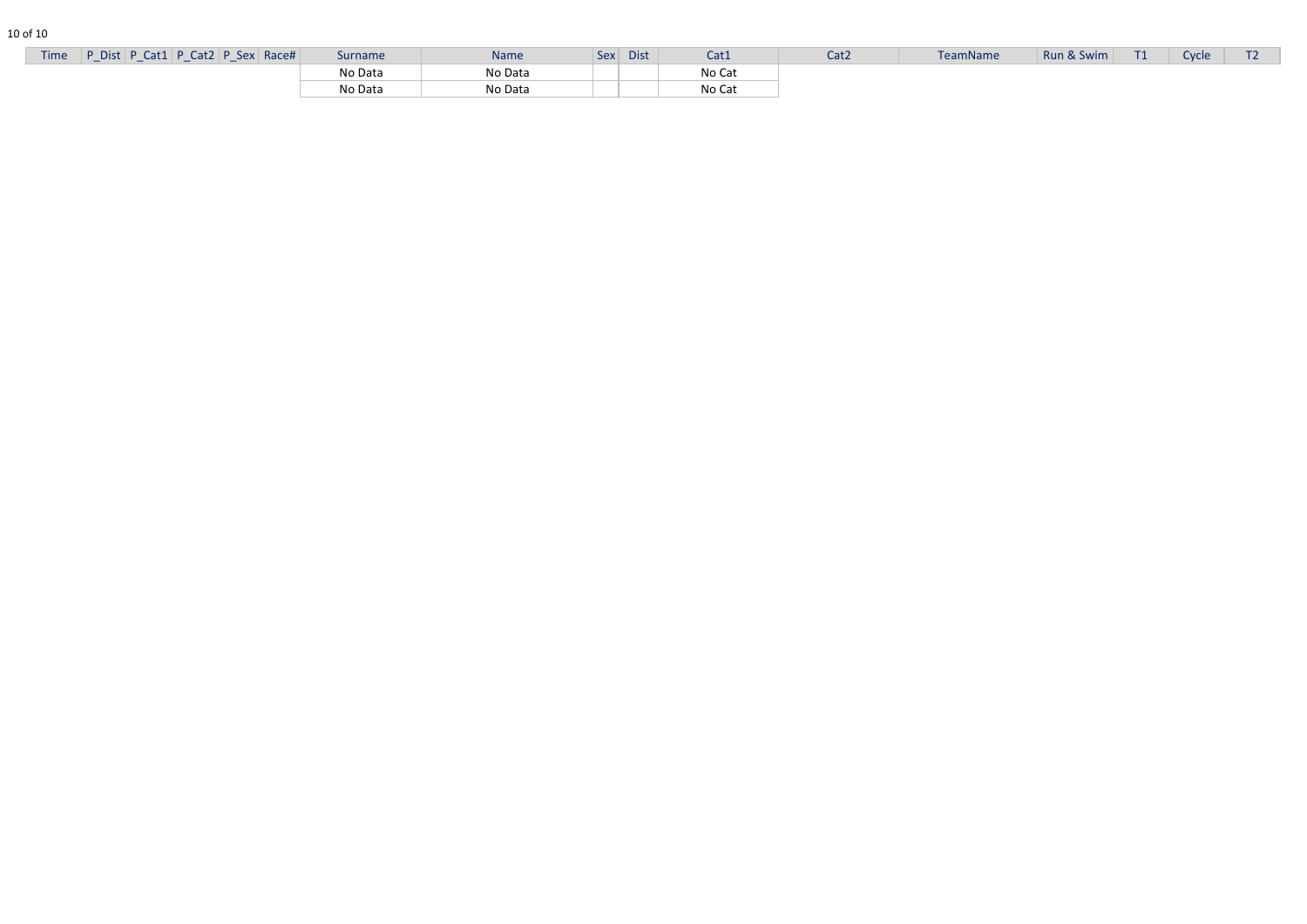| Time | P_Dist | P_Cat1 | P_Cat2 | P_Sex | Race# | Surname | Name | Sex | Dist | Cat1 | Cat2 | TeamName | Run & Swim | T1 | Cycle | T2 |
|---|---|---|---|---|---|---|---|---|---|---|---|---|---|---|---|---|
| | | | | | | No Data | No Data | | | No Cat | | | | | | |
| | | | | | | No Data | No Data | | | No Cat | | | | | | |